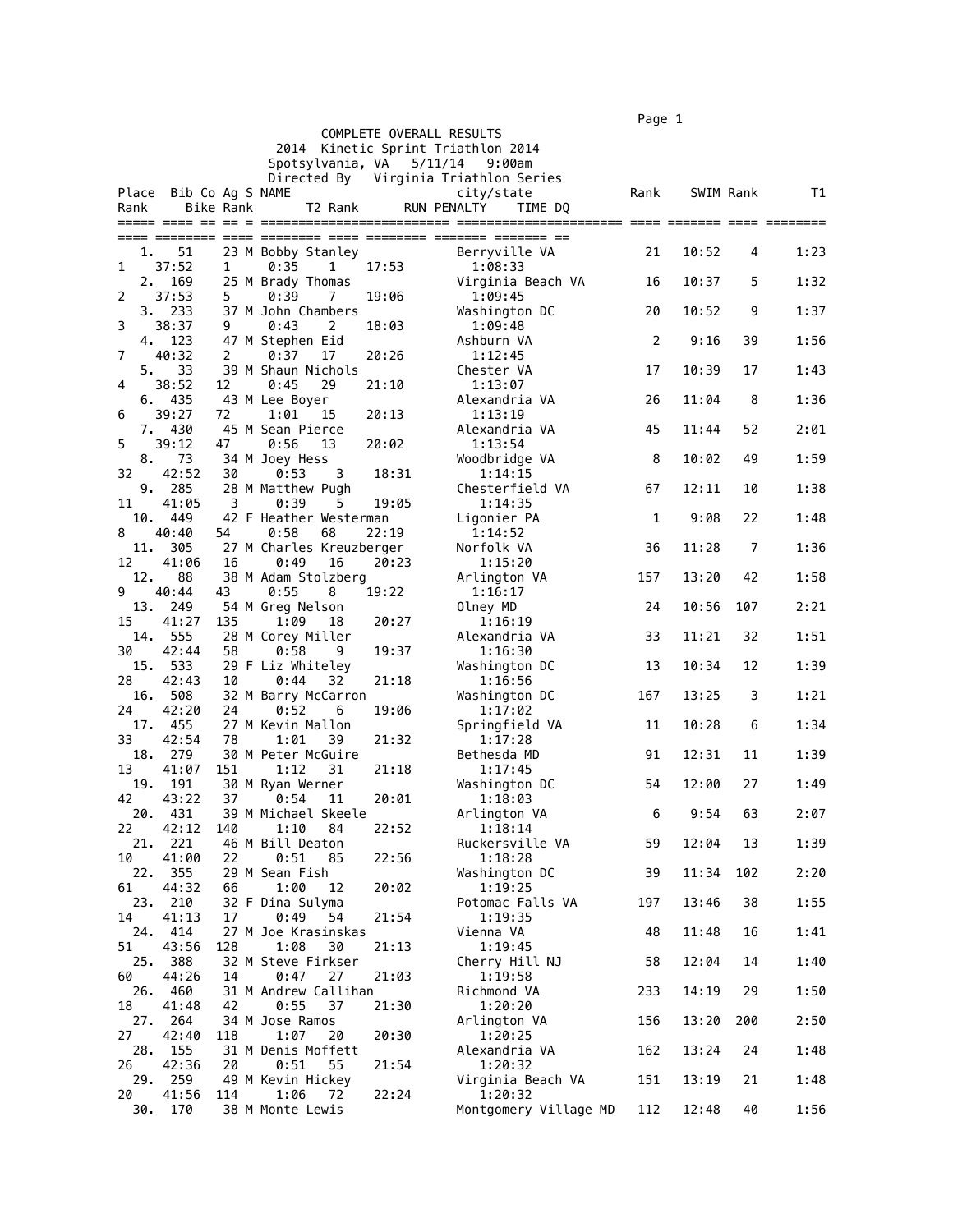COMPLETE OVERALL RESULTS
2014 Kinetic Sprint Triathlon 2014
Spotsylvania, VA 5/11/14 9:00am
Directed By Virginia Triathlon Series

| Place | Bib | Co | Ag | S | NAME | city/state | Rank | SWIM | Rank | T1 | Rank | Bike | Rank | T2 | Rank | RUN | PENALTY | TIME | DQ |
|---|---|---|---|---|---|---|---|---|---|---|---|---|---|---|---|---|---|---|---|
| 1. | 51 | | 23 | M | Bobby Stanley | Berryville VA | 21 | 10:52 | 4 | 1:23 | 1 | 37:52 | 1 | 0:35 | 1 | 17:53 | | 1:08:33 | |
| 2. | 169 | | 25 | M | Brady Thomas | Virginia Beach VA | 16 | 10:37 | 5 | 1:32 | 2 | 37:53 | 5 | 0:39 | 7 | 19:06 | | 1:09:45 | |
| 3. | 233 | | 37 | M | John Chambers | Washington DC | 20 | 10:52 | 9 | 1:37 | 3 | 38:37 | 9 | 0:43 | 2 | 18:03 | | 1:09:48 | |
| 4. | 123 | | 47 | M | Stephen Eid | Ashburn VA | 2 | 9:16 | 39 | 1:56 | 7 | 40:32 | 2 | 0:37 | 17 | 20:26 | | 1:12:45 | |
| 5. | 33 | | 39 | M | Shaun Nichols | Chester VA | 17 | 10:39 | 17 | 1:43 | 4 | 38:52 | 12 | 0:45 | 29 | 21:10 | | 1:13:07 | |
| 6. | 435 | | 43 | M | Lee Boyer | Alexandria VA | 26 | 11:04 | 8 | 1:36 | 6 | 39:27 | 72 | 1:01 | 15 | 20:13 | | 1:13:19 | |
| 7. | 430 | | 45 | M | Sean Pierce | Alexandria VA | 45 | 11:44 | 52 | 2:01 | 5 | 39:12 | 47 | 0:56 | 13 | 20:02 | | 1:13:54 | |
| 8. | 73 | | 34 | M | Joey Hess | Woodbridge VA | 8 | 10:02 | 49 | 1:59 | 32 | 42:52 | 30 | 0:53 | 3 | 18:31 | | 1:14:15 | |
| 9. | 285 | | 28 | M | Matthew Pugh | Chesterfield VA | 67 | 12:11 | 10 | 1:38 | 11 | 41:05 | 3 | 0:39 | 5 | 19:05 | | 1:14:35 | |
| 10. | 449 | | 42 | F | Heather Westerman | Ligonier PA | 1 | 9:08 | 22 | 1:48 | 8 | 40:40 | 54 | 0:58 | 68 | 22:19 | | 1:14:52 | |
| 11. | 305 | | 27 | M | Charles Kreuzberger | Norfolk VA | 36 | 11:28 | 7 | 1:36 | 12 | 41:06 | 16 | 0:49 | 16 | 20:23 | | 1:15:20 | |
| 12. | 88 | | 38 | M | Adam Stolzberg | Arlington VA | 157 | 13:20 | 42 | 1:58 | 9 | 40:44 | 43 | 0:55 | 8 | 19:22 | | 1:16:17 | |
| 13. | 249 | | 54 | M | Greg Nelson | Olney MD | 24 | 10:56 | 107 | 2:21 | 15 | 41:27 | 135 | 1:09 | 18 | 20:27 | | 1:16:19 | |
| 14. | 555 | | 28 | M | Corey Miller | Alexandria VA | 33 | 11:21 | 32 | 1:51 | 30 | 42:44 | 58 | 0:58 | 9 | 19:37 | | 1:16:30 | |
| 15. | 533 | | 29 | F | Liz Whiteley | Washington DC | 13 | 10:34 | 12 | 1:39 | 28 | 42:43 | 10 | 0:44 | 32 | 21:18 | | 1:16:56 | |
| 16. | 508 | | 32 | M | Barry McCarron | Washington DC | 167 | 13:25 | 3 | 1:21 | 24 | 42:20 | 24 | 0:52 | 6 | 19:06 | | 1:17:02 | |
| 17. | 455 | | 27 | M | Kevin Mallon | Springfield VA | 11 | 10:28 | 6 | 1:34 | 33 | 42:54 | 78 | 1:01 | 39 | 21:32 | | 1:17:28 | |
| 18. | 279 | | 30 | M | Peter McGuire | Bethesda MD | 91 | 12:31 | 11 | 1:39 | 13 | 41:07 | 151 | 1:12 | 31 | 21:18 | | 1:17:45 | |
| 19. | 191 | | 30 | M | Ryan Werner | Washington DC | 54 | 12:00 | 27 | 1:49 | 42 | 43:22 | 37 | 0:54 | 11 | 20:01 | | 1:18:03 | |
| 20. | 431 | | 39 | M | Michael Skeele | Arlington VA | 6 | 9:54 | 63 | 2:07 | 22 | 42:12 | 140 | 1:10 | 84 | 22:52 | | 1:18:14 | |
| 21. | 221 | | 46 | M | Bill Deaton | Ruckersville VA | 59 | 12:04 | 13 | 1:39 | 10 | 41:00 | 22 | 0:51 | 85 | 22:56 | | 1:18:28 | |
| 22. | 355 | | 29 | M | Sean Fish | Washington DC | 39 | 11:34 | 102 | 2:20 | 61 | 44:32 | 66 | 1:00 | 12 | 20:02 | | 1:19:25 | |
| 23. | 210 | | 32 | F | Dina Sulyma | Potomac Falls VA | 197 | 13:46 | 38 | 1:55 | 14 | 41:13 | 17 | 0:49 | 54 | 21:54 | | 1:19:35 | |
| 24. | 414 | | 27 | M | Joe Krasinskas | Vienna VA | 48 | 11:48 | 16 | 1:41 | 51 | 43:56 | 128 | 1:08 | 30 | 21:13 | | 1:19:45 | |
| 25. | 388 | | 32 | M | Steve Firkser | Cherry Hill NJ | 58 | 12:04 | 14 | 1:40 | 60 | 44:26 | 14 | 0:47 | 27 | 21:03 | | 1:19:58 | |
| 26. | 460 | | 31 | M | Andrew Callihan | Richmond VA | 233 | 14:19 | 29 | 1:50 | 18 | 41:48 | 42 | 0:55 | 37 | 21:30 | | 1:20:20 | |
| 27. | 264 | | 34 | M | Jose Ramos | Arlington VA | 156 | 13:20 | 200 | 2:50 | 27 | 42:40 | 118 | 1:07 | 20 | 20:30 | | 1:20:25 | |
| 28. | 155 | | 31 | M | Denis Moffett | Alexandria VA | 162 | 13:24 | 24 | 1:48 | 26 | 42:36 | 20 | 0:51 | 55 | 21:54 | | 1:20:32 | |
| 29. | 259 | | 49 | M | Kevin Hickey | Virginia Beach VA | 151 | 13:19 | 21 | 1:48 | 20 | 41:56 | 114 | 1:06 | 72 | 22:24 | | 1:20:32 | |
| 30. | 170 | | 38 | M | Monte Lewis | Montgomery Village MD | 112 | 12:48 | 40 | 1:56 | | | | | | | | | |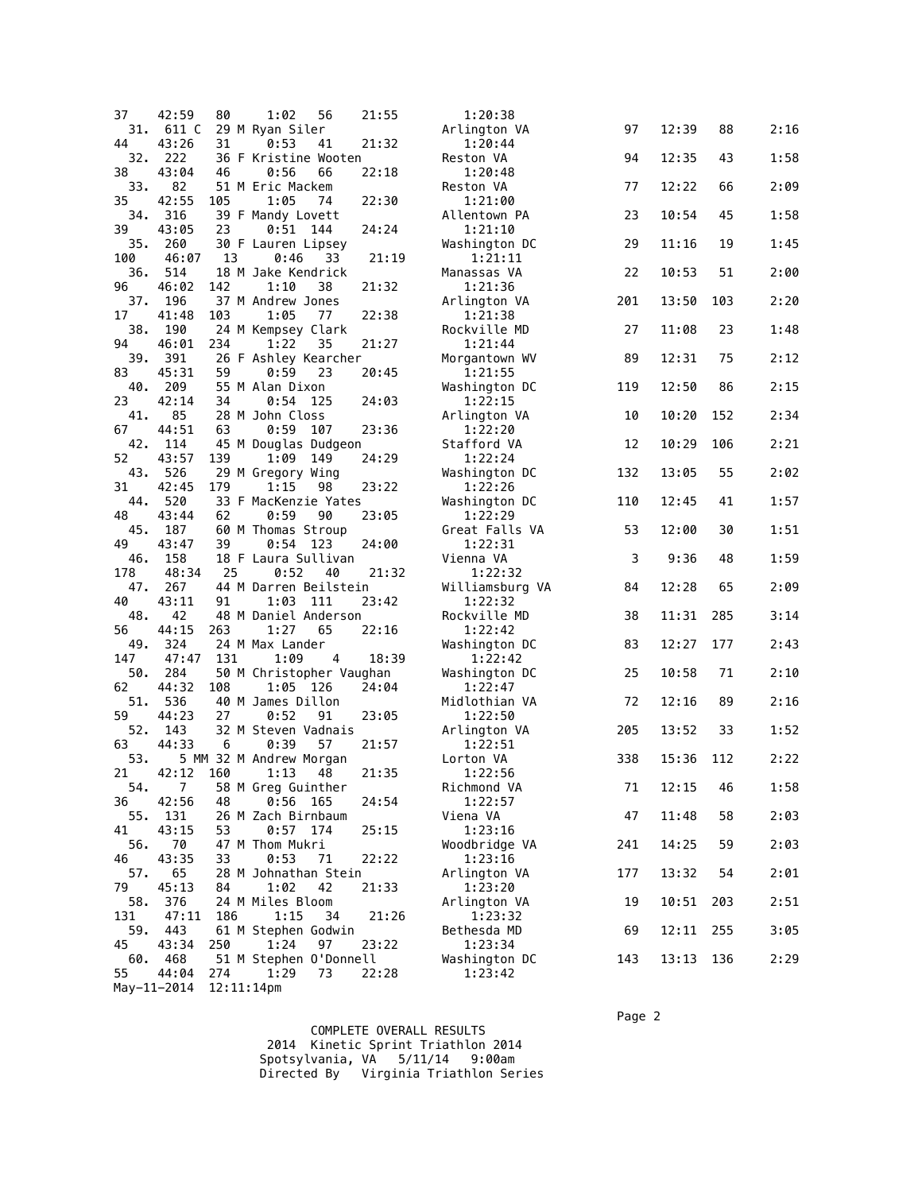```
37    42:59   80     1:02   56     21:55          1:20:38
  31.  611 C  29 M Ryan Siler                    Arlington VA              97    12:39   88      2:16
44    43:26   31     0:53   41     21:32          1:20:44
  32.  222    36 F Kristine Wooten               Reston VA                 94    12:35   43      1:58
38    43:04   46     0:56   66     22:18          1:20:48
  33.  82     51 M Eric Mackem                   Reston VA                 77    12:22   66      2:09
35    42:55  105     1:05   74     22:30          1:21:00
  34.  316    39 F Mandy Lovett                  Allentown PA              23    10:54   45      1:58
39    43:05   23     0:51  144     24:24          1:21:10
  35.  260    30 F Lauren Lipsey                 Washington DC             29    11:16   19      1:45
100   46:07   13     0:46   33     21:19          1:21:11
  36.  514    18 M Jake Kendrick                 Manassas VA               22    10:53   51      2:00
96    46:02  142     1:10   38     21:32          1:21:36
  37.  196    37 M Andrew Jones                  Arlington VA             201    13:50  103      2:20
17    41:48  103     1:05   77     22:38          1:21:38
  38.  190    24 M Kempsey Clark                 Rockville MD              27    11:08   23      1:48
94    46:01  234     1:22   35     21:27          1:21:44
  39.  391    26 F Ashley Kearcher               Morgantown WV             89    12:31   75      2:12
83    45:31   59     0:59   23     20:45          1:21:55
  40.  209    55 M Alan Dixon                    Washington DC            119    12:50   86      2:15
23    42:14   34     0:54  125     24:03          1:22:15
  41.  85     28 M John Closs                    Arlington VA              10    10:20  152      2:34
67    44:51   63     0:59  107     23:36          1:22:20
  42.  114    45 M Douglas Dudgeon               Stafford VA               12    10:29  106      2:21
52    43:57  139     1:09  149     24:29          1:22:24
  43.  526    29 M Gregory Wing                  Washington DC            132    13:05   55      2:02
31    42:45  179     1:15   98     23:22          1:22:26
  44.  520    33 F MacKenzie Yates               Washington DC            110    12:45   41      1:57
48    43:44   62     0:59   90     23:05          1:22:29
  45.  187    60 M Thomas Stroup                 Great Falls VA            53    12:00   30      1:51
49    43:47   39     0:54  123     24:00          1:22:31
  46.  158    18 F Laura Sullivan                Vienna VA                  3     9:36   48      1:59
178   48:34   25     0:52   40     21:32          1:22:32
  47.  267    44 M Darren Beilstein              Williamsburg VA           84    12:28   65      2:09
40    43:11   91     1:03  111     23:42          1:22:32
  48.  42     48 M Daniel Anderson               Rockville MD              38    11:31  285      3:14
56    44:15  263     1:27   65     22:16          1:22:42
  49.  324    24 M Max Lander                    Washington DC             83    12:27  177      2:43
147   47:47  131     1:09    4     18:39          1:22:42
  50.  284    50 M Christopher Vaughan           Washington DC             25    10:58   71      2:10
62    44:32  108     1:05  126     24:04          1:22:47
  51.  536    40 M James Dillon                  Midlothian VA             72    12:16   89      2:16
59    44:23   27     0:52   91     23:05          1:22:50
  52.  143    32 M Steven Vadnais                Arlington VA             205    13:52   33      1:52
63    44:33    6     0:39   57     21:57          1:22:51
  53.     5 MM 32 M Andrew Morgan                Lorton VA                338    15:36  112      2:22
21    42:12  160     1:13   48     21:35          1:22:56
  54.  7      58 M Greg Guinther                 Richmond VA               71    12:15   46      1:58
36    42:56   48     0:56  165     24:54          1:22:57
  55.  131    26 M Zach Birnbaum                 Viena VA                  47    11:48   58      2:03
41    43:15   53     0:57  174     25:15          1:23:16
  56.  70     47 M Thom Mukri                    Woodbridge VA            241    14:25   59      2:03
46    43:35   33     0:53   71     22:22          1:23:16
  57.  65     28 M Johnathan Stein               Arlington VA             177    13:32   54      2:01
79    45:13   84     1:02   42     21:33          1:23:20
  58.  376    24 M Miles Bloom                   Arlington VA              19    10:51  203      2:51
131   47:11  186     1:15   34     21:26          1:23:32
  59.  443    61 M Stephen Godwin                Bethesda MD               69    12:11  255      3:05
45    43:34  250     1:24   97     23:22          1:23:34
  60.  468    51 M Stephen O'Donnell             Washington DC            143    13:13  136      2:29
55    44:04  274     1:29   73     22:28          1:23:42
May-11-2014  12:11:14pm
```

COMPLETE OVERALL RESULTS
2014 Kinetic Sprint Triathlon 2014
Spotsylvania, VA 5/11/14 9:00am
Directed By Virginia Triathlon Series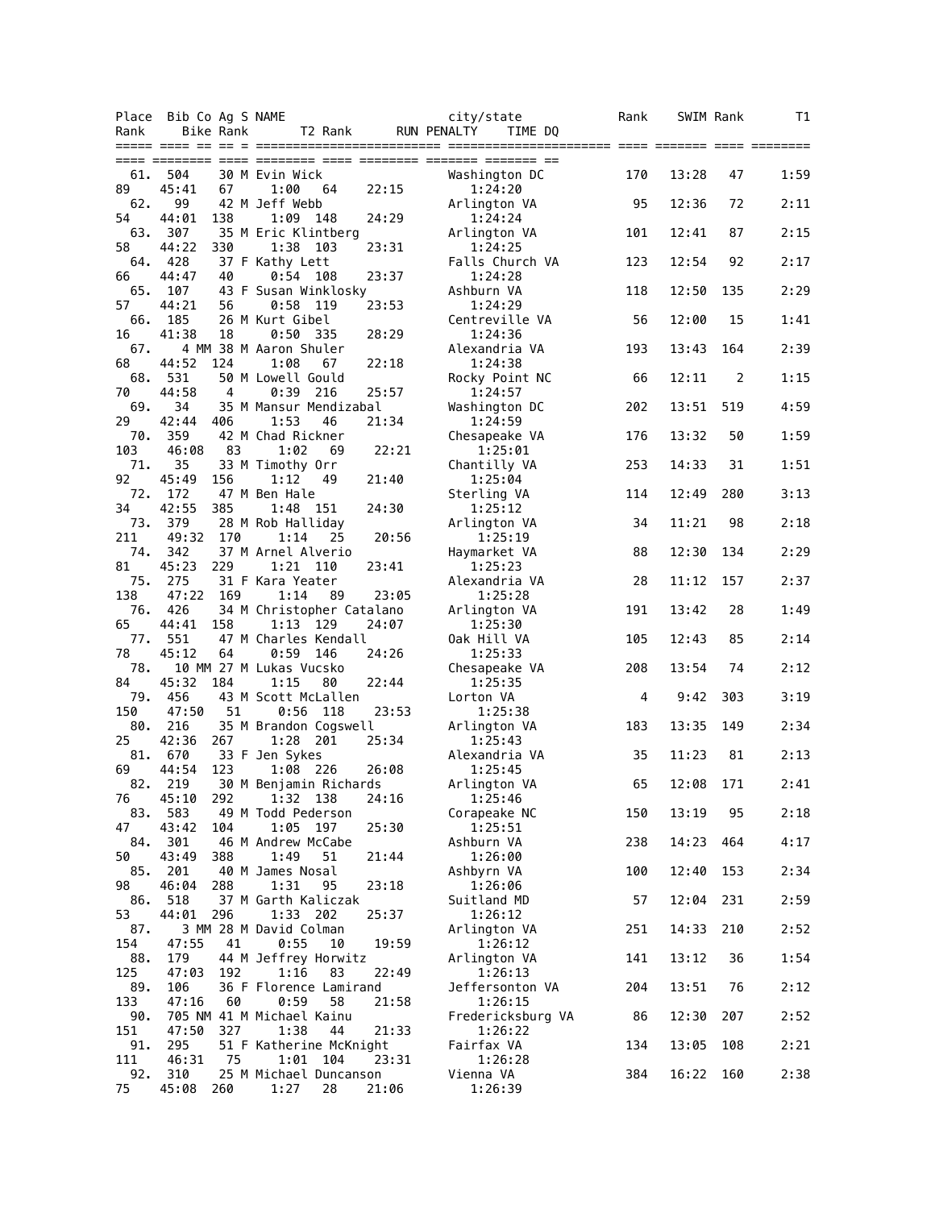| Place | Bib | Co | Ag | S | NAME | city/state | Rank | SWIM | Rank | T1 | Rank | Bike | Rank | T2 | Rank | RUN | PENALTY | TIME | DQ |
|---|---|---|---|---|---|---|---|---|---|---|---|---|---|---|---|---|---|---|---|
| 61. | 504 | | 30 | M | Evin Wick | Washington DC | 170 | 13:28 | 47 | 1:59 | 89 | 45:41 | 67 | 1:00 | 64 | 22:15 | | 1:24:20 | |
| 62. | 99 | | 42 | M | Jeff Webb | Arlington VA | 95 | 12:36 | 72 | 2:11 | 54 | 44:01 | 138 | 1:09 | 148 | 24:29 | | 1:24:24 | |
| 63. | 307 | | 35 | M | Eric Klintberg | Arlington VA | 101 | 12:41 | 87 | 2:15 | 58 | 44:22 | 330 | 1:38 | 103 | 23:31 | | 1:24:25 | |
| 64. | 428 | | 37 | F | Kathy Lett | Falls Church VA | 123 | 12:54 | 92 | 2:17 | 66 | 44:47 | 40 | 0:54 | 108 | 23:37 | | 1:24:28 | |
| 65. | 107 | | 43 | F | Susan Winklosky | Ashburn VA | 118 | 12:50 | 135 | 2:29 | 57 | 44:21 | 56 | 0:58 | 119 | 23:53 | | 1:24:29 | |
| 66. | 185 | | 26 | M | Kurt Gibel | Centreville VA | 56 | 12:00 | 15 | 1:41 | 16 | 41:38 | 18 | 0:50 | 335 | 28:29 | | 1:24:36 | |
| 67. | 4 | MM | 38 | M | Aaron Shuler | Alexandria VA | 193 | 13:43 | 164 | 2:39 | 68 | 44:52 | 124 | 1:08 | 67 | 22:18 | | 1:24:38 | |
| 68. | 531 | | 50 | M | Lowell Gould | Rocky Point NC | 66 | 12:11 | 2 | 1:15 | 70 | 44:58 | 4 | 0:39 | 216 | 25:57 | | 1:24:57 | |
| 69. | 34 | | 35 | M | Mansur Mendizabal | Washington DC | 202 | 13:51 | 519 | 4:59 | 29 | 42:44 | 406 | 1:53 | 46 | 21:34 | | 1:24:59 | |
| 70. | 359 | | 42 | M | Chad Rickner | Chesapeake VA | 176 | 13:32 | 50 | 1:59 | 103 | 46:08 | 83 | 1:02 | 69 | 22:21 | | 1:25:01 | |
| 71. | 35 | | 33 | M | Timothy Orr | Chantilly VA | 253 | 14:33 | 31 | 1:51 | 92 | 45:49 | 156 | 1:12 | 49 | 21:40 | | 1:25:04 | |
| 72. | 172 | | 47 | M | Ben Hale | Sterling VA | 114 | 12:49 | 280 | 3:13 | 34 | 42:55 | 385 | 1:48 | 151 | 24:30 | | 1:25:12 | |
| 73. | 379 | | 28 | M | Rob Halliday | Arlington VA | 34 | 11:21 | 98 | 2:18 | 211 | 49:32 | 170 | 1:14 | 25 | 20:56 | | 1:25:19 | |
| 74. | 342 | | 37 | M | Arnel Alverio | Haymarket VA | 88 | 12:30 | 134 | 2:29 | 81 | 45:23 | 229 | 1:21 | 110 | 23:41 | | 1:25:23 | |
| 75. | 275 | | 31 | F | Kara Yeater | Alexandria VA | 28 | 11:12 | 157 | 2:37 | 138 | 47:22 | 169 | 1:14 | 89 | 23:05 | | 1:25:28 | |
| 76. | 426 | | 34 | M | Christopher Catalano | Arlington VA | 191 | 13:42 | 28 | 1:49 | 65 | 44:41 | 158 | 1:13 | 129 | 24:07 | | 1:25:30 | |
| 77. | 551 | | 47 | M | Charles Kendall | Oak Hill VA | 105 | 12:43 | 85 | 2:14 | 78 | 45:12 | 64 | 0:59 | 146 | 24:26 | | 1:25:33 | |
| 78. | 10 | MM | 27 | M | Lukas Vucsko | Chesapeake VA | 208 | 13:54 | 74 | 2:12 | 84 | 45:32 | 184 | 1:15 | 80 | 22:44 | | 1:25:35 | |
| 79. | 456 | | 43 | M | Scott McLallen | Lorton VA | 4 | 9:42 | 303 | 3:19 | 150 | 47:50 | 51 | 0:56 | 118 | 23:53 | | 1:25:38 | |
| 80. | 216 | | 35 | M | Brandon Cogswell | Arlington VA | 183 | 13:35 | 149 | 2:34 | 25 | 42:36 | 267 | 1:28 | 201 | 25:34 | | 1:25:43 | |
| 81. | 670 | | 33 | F | Jen Sykes | Alexandria VA | 35 | 11:23 | 81 | 2:13 | 69 | 44:54 | 123 | 1:08 | 226 | 26:08 | | 1:25:45 | |
| 82. | 219 | | 30 | M | Benjamin Richards | Arlington VA | 65 | 12:08 | 171 | 2:41 | 76 | 45:10 | 292 | 1:32 | 138 | 24:16 | | 1:25:46 | |
| 83. | 583 | | 49 | M | Todd Pederson | Corapeake NC | 150 | 13:19 | 95 | 2:18 | 47 | 43:42 | 104 | 1:05 | 197 | 25:30 | | 1:25:51 | |
| 84. | 301 | | 46 | M | Andrew McCabe | Ashburn VA | 238 | 14:23 | 464 | 4:17 | 50 | 43:49 | 388 | 1:49 | 51 | 21:44 | | 1:26:00 | |
| 85. | 201 | | 40 | M | James Nosal | Ashbyrn VA | 100 | 12:40 | 153 | 2:34 | 98 | 46:04 | 288 | 1:31 | 95 | 23:18 | | 1:26:06 | |
| 86. | 518 | | 37 | M | Garth Kaliczak | Suitland MD | 57 | 12:04 | 231 | 2:59 | 53 | 44:01 | 296 | 1:33 | 202 | 25:37 | | 1:26:12 | |
| 87. | 3 | MM | 28 | M | David Colman | Arlington VA | 251 | 14:33 | 210 | 2:52 | 154 | 47:55 | 41 | 0:55 | 10 | 19:59 | | 1:26:12 | |
| 88. | 179 | | 44 | M | Jeffrey Horwitz | Arlington VA | 141 | 13:12 | 36 | 1:54 | 125 | 47:03 | 192 | 1:16 | 83 | 22:49 | | 1:26:13 | |
| 89. | 106 | | 36 | F | Florence Lamirand | Jeffersonton VA | 204 | 13:51 | 76 | 2:12 | 133 | 47:16 | 60 | 0:59 | 58 | 21:58 | | 1:26:15 | |
| 90. | 705 | NM | 41 | M | Michael Kainu | Fredericksburg VA | 86 | 12:30 | 207 | 2:52 | 151 | 47:50 | 327 | 1:38 | 44 | 21:33 | | 1:26:22 | |
| 91. | 295 | | 51 | F | Katherine McKnight | Fairfax VA | 134 | 13:05 | 108 | 2:21 | 111 | 46:31 | 75 | 1:01 | 104 | 23:31 | | 1:26:28 | |
| 92. | 310 | | 25 | M | Michael Duncanson | Vienna VA | 384 | 16:22 | 160 | 2:38 | 75 | 45:08 | 260 | 1:27 | 28 | 21:06 | | 1:26:39 | |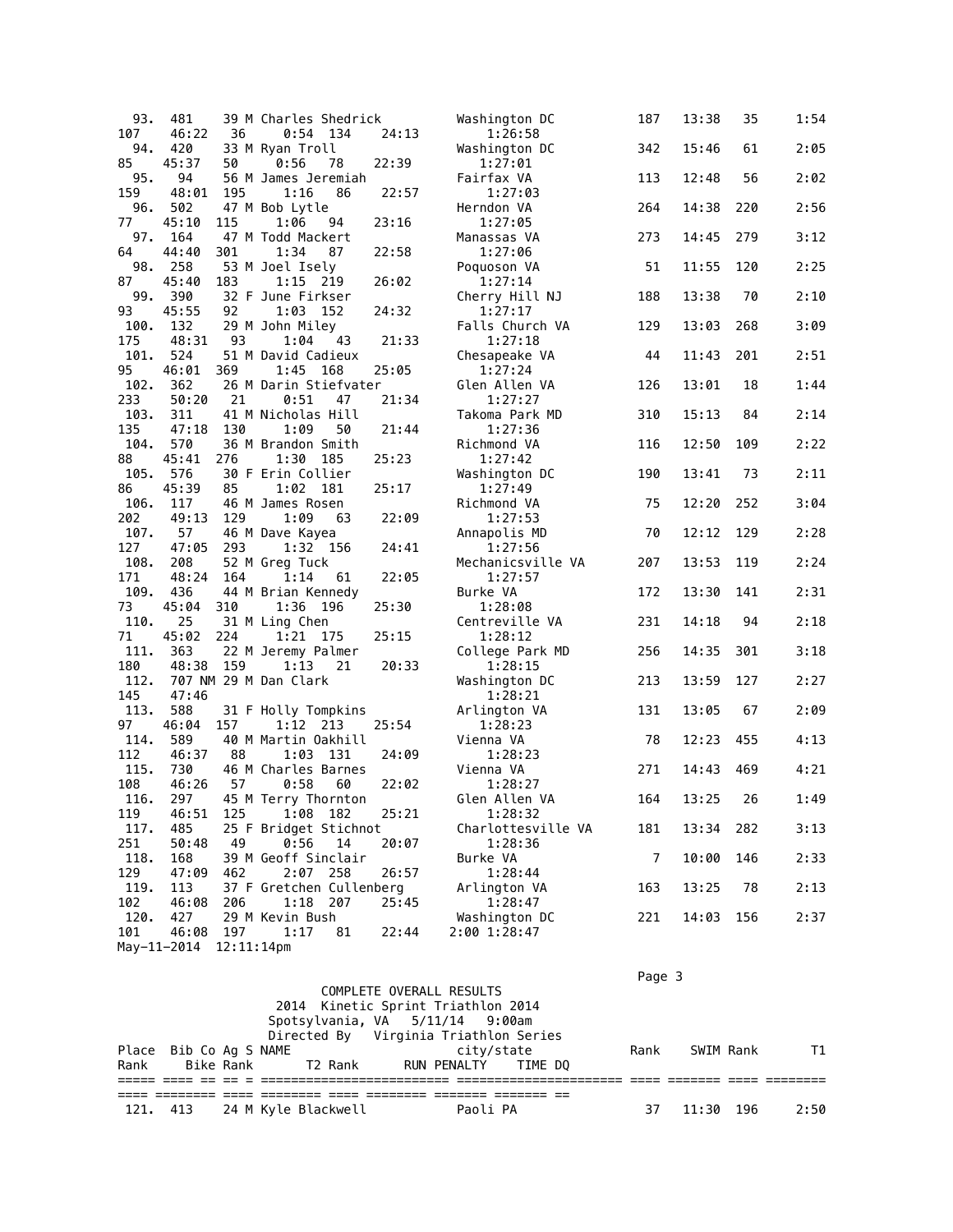| Place | Bib | Co | Ag | S | NAME | city/state | Rank | SWIM | Rank | T1 | Rank | Bike | Rank | T2 | Rank | RUN | PENALTY | TIME | DQ |
|---|---|---|---|---|---|---|---|---|---|---|---|---|---|---|---|---|---|---|---|
| 93. | 481 | | 39 | M | Charles Shedrick | Washington DC | 187 | 13:38 | 35 | 1:54 | 107 | 46:22 | 36 | 0:54 | 134 | 24:13 | | 1:26:58 | |
| 94. | 420 | | 33 | M | Ryan Troll | Washington DC | 342 | 15:46 | 61 | 2:05 | 85 | 45:37 | 50 | 0:56 | 78 | 22:39 | | 1:27:01 | |
| 95. | 94 | | 56 | M | James Jeremiah | Fairfax VA | 113 | 12:48 | 56 | 2:02 | 159 | 48:01 | 195 | 1:16 | 86 | 22:57 | | 1:27:03 | |
| 96. | 502 | | 47 | M | Bob Lytle | Herndon VA | 264 | 14:38 | 220 | 2:56 | 77 | 45:10 | 115 | 1:06 | 94 | 23:16 | | 1:27:05 | |
| 97. | 164 | | 47 | M | Todd Mackert | Manassas VA | 273 | 14:45 | 279 | 3:12 | 64 | 44:40 | 301 | 1:34 | 87 | 22:58 | | 1:27:06 | |
| 98. | 258 | | 53 | M | Joel Isely | Poquoson VA | 51 | 11:55 | 120 | 2:25 | 87 | 45:40 | 183 | 1:15 | 219 | 26:02 | | 1:27:14 | |
| 99. | 390 | | 32 | F | June Firkser | Cherry Hill NJ | 188 | 13:38 | 70 | 2:10 | 93 | 45:55 | 92 | 1:03 | 152 | 24:32 | | 1:27:17 | |
| 100. | 132 | | 29 | M | John Miley | Falls Church VA | 129 | 13:03 | 268 | 3:09 | 175 | 48:31 | 93 | 1:04 | 43 | 21:33 | | 1:27:18 | |
| 101. | 524 | | 51 | M | David Cadieux | Chesapeake VA | 44 | 11:43 | 201 | 2:51 | 95 | 46:01 | 369 | 1:45 | 168 | 25:05 | | 1:27:24 | |
| 102. | 362 | | 26 | M | Darin Stiefvater | Glen Allen VA | 126 | 13:01 | 18 | 1:44 | 233 | 50:20 | 21 | 0:51 | 47 | 21:34 | | 1:27:27 | |
| 103. | 311 | | 41 | M | Nicholas Hill | Takoma Park MD | 310 | 15:13 | 84 | 2:14 | 135 | 47:18 | 130 | 1:09 | 50 | 21:44 | | 1:27:36 | |
| 104. | 570 | | 36 | M | Brandon Smith | Richmond VA | 116 | 12:50 | 109 | 2:22 | 88 | 45:41 | 276 | 1:30 | 185 | 25:23 | | 1:27:42 | |
| 105. | 576 | | 30 | F | Erin Collier | Washington DC | 190 | 13:41 | 73 | 2:11 | 86 | 45:39 | 85 | 1:02 | 181 | 25:17 | | 1:27:49 | |
| 106. | 117 | | 46 | M | James Rosen | Richmond VA | 75 | 12:20 | 252 | 3:04 | 202 | 49:13 | 129 | 1:09 | 63 | 22:09 | | 1:27:53 | |
| 107. | 57 | | 46 | M | Dave Kayea | Annapolis MD | 70 | 12:12 | 129 | 2:28 | 127 | 47:05 | 293 | 1:32 | 156 | 24:41 | | 1:27:56 | |
| 108. | 208 | | 52 | M | Greg Tuck | Mechanicsville VA | 207 | 13:53 | 119 | 2:24 | 171 | 48:24 | 164 | 1:14 | 61 | 22:05 | | 1:27:57 | |
| 109. | 436 | | 44 | M | Brian Kennedy | Burke VA | 172 | 13:30 | 141 | 2:31 | 73 | 45:04 | 310 | 1:36 | 196 | 25:30 | | 1:28:08 | |
| 110. | 25 | | 31 | M | Ling Chen | Centreville VA | 231 | 14:18 | 94 | 2:18 | 71 | 45:02 | 224 | 1:21 | 175 | 25:15 | | 1:28:12 | |
| 111. | 363 | | 22 | M | Jeremy Palmer | College Park MD | 256 | 14:35 | 301 | 3:18 | 180 | 48:38 | 159 | 1:13 | 21 | 20:33 | | 1:28:15 | |
| 112. | 707 | NM | 29 | M | Dan Clark | Washington DC | 213 | 13:59 | 127 | 2:27 | 145 | 47:46 | | | | | | 1:28:21 | |
| 113. | 588 | | 31 | F | Holly Tompkins | Arlington VA | 131 | 13:05 | 67 | 2:09 | 97 | 46:04 | 157 | 1:12 | 213 | 25:54 | | 1:28:23 | |
| 114. | 589 | | 40 | M | Martin Oakhill | Vienna VA | 78 | 12:23 | 455 | 4:13 | 112 | 46:37 | 88 | 1:03 | 131 | 24:09 | | 1:28:23 | |
| 115. | 730 | | 46 | M | Charles Barnes | Vienna VA | 271 | 14:43 | 469 | 4:21 | 108 | 46:26 | 57 | 0:58 | 60 | 22:02 | | 1:28:27 | |
| 116. | 297 | | 45 | M | Terry Thornton | Glen Allen VA | 164 | 13:25 | 26 | 1:49 | 119 | 46:51 | 125 | 1:08 | 182 | 25:21 | | 1:28:32 | |
| 117. | 485 | | 25 | F | Bridget Stichnot | Charlottesville VA | 181 | 13:34 | 282 | 3:13 | 251 | 50:48 | 49 | 0:56 | 14 | 20:07 | | 1:28:36 | |
| 118. | 168 | | 39 | M | Geoff Sinclair | Burke VA | 7 | 10:00 | 146 | 2:33 | 129 | 47:09 | 462 | 2:07 | 258 | 26:57 | | 1:28:44 | |
| 119. | 113 | | 37 | F | Gretchen Cullenberg | Arlington VA | 163 | 13:25 | 78 | 2:13 | 102 | 46:08 | 206 | 1:18 | 207 | 25:45 | | 1:28:47 | |
| 120. | 427 | | 29 | M | Kevin Bush | Washington DC | 221 | 14:03 | 156 | 2:37 | 101 | 46:08 | 197 | 1:17 | 81 | 22:44 | 2:00 | 1:28:47 | |

May-11-2014 12:11:14pm

COMPLETE OVERALL RESULTS
2014 Kinetic Sprint Triathlon 2014
Spotsylvania, VA 5/11/14 9:00am
Directed By Virginia Triathlon Series

| Place | Bib | Co | Ag | S | NAME | city/state | Rank | SWIM | Rank | T1 | Rank | Bike | Rank | T2 | Rank | RUN | PENALTY | TIME | DQ |
|---|---|---|---|---|---|---|---|---|---|---|---|---|---|---|---|---|---|---|---|
| 121. | 413 | | 24 | M | Kyle Blackwell | Paoli PA | 37 | 11:30 | 196 | 2:50 | | | | | | | | | |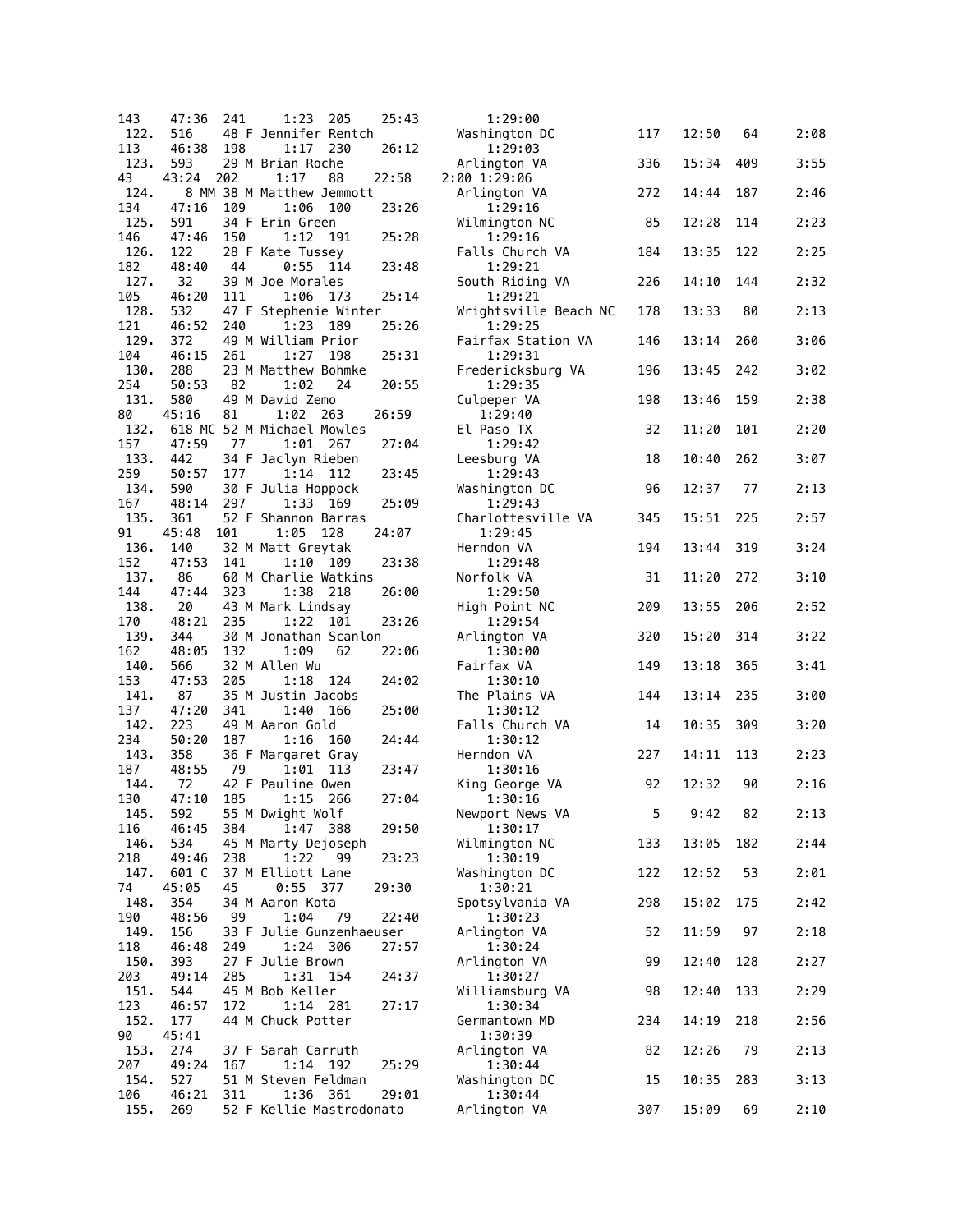```
143    47:36  241    1:23  205     25:43         1:29:00
 122.  516    48 F Jennifer Rentch          Washington DC          117   12:50   64     2:08
113    46:38  198    1:17  230     26:12         1:29:03
 123.  593    29 M Brian Roche              Arlington VA           336   15:34  409     3:55
43    43:24  202    1:17   88     22:58    2:00 1:29:06
 124.    8 MM 38 M Matthew Jemmott          Arlington VA           272   14:44  187     2:46
134    47:16  109    1:06  100     23:26         1:29:16
 125.  591    34 F Erin Green               Wilmington NC           85   12:28  114     2:23
146    47:46  150    1:12  191     25:28         1:29:16
 126.  122    28 F Kate Tussey              Falls Church VA        184   13:35  122     2:25
182    48:40   44    0:55  114     23:48         1:29:21
 127.   32    39 M Joe Morales              South Riding VA        226   14:10  144     2:32
105    46:20  111    1:06  173     25:14         1:29:21
 128.  532    47 F Stephenie Winter         Wrightsville Beach NC  178   13:33   80     2:13
121    46:52  240    1:23  189     25:26         1:29:25
 129.  372    49 M William Prior            Fairfax Station VA     146   13:14  260     3:06
104    46:15  261    1:27  198     25:31         1:29:31
 130.  288    23 M Matthew Bohmke           Fredericksburg VA      196   13:45  242     3:02
254    50:53   82    1:02   24     20:55         1:29:35
 131.  580    49 M David Zemo               Culpeper VA            198   13:46  159     2:38
80    45:16   81    1:02  263     26:59         1:29:40
 132.  618 MC 52 M Michael Mowles           El Paso TX              32   11:20  101     2:20
157    47:59   77    1:01  267     27:04         1:29:42
 133.  442    34 F Jaclyn Rieben            Leesburg VA             18   10:40  262     3:07
259    50:57  177    1:14  112     23:45         1:29:43
 134.  590    30 F Julia Hoppock            Washington DC           96   12:37   77     2:13
167    48:14  297    1:33  169     25:09         1:29:43
 135.  361    52 F Shannon Barras           Charlottesville VA     345   15:51  225     2:57
91    45:48  101    1:05  128     24:07         1:29:45
 136.  140    32 M Matt Greytak             Herndon VA             194   13:44  319     3:24
152    47:53  141    1:10  109     23:38         1:29:48
 137.   86    60 M Charlie Watkins          Norfolk VA              31   11:20  272     3:10
144    47:44  323    1:38  218     26:00         1:29:50
 138.   20    43 M Mark Lindsay             High Point NC          209   13:55  206     2:52
170    48:21  235    1:22  101     23:26         1:29:54
 139.  344    30 M Jonathan Scanlon         Arlington VA           320   15:20  314     3:22
162    48:05  132    1:09   62     22:06         1:30:00
 140.  566    32 M Allen Wu                 Fairfax VA             149   13:18  365     3:41
153    47:53  205    1:18  124     24:02         1:30:10
 141.   87    35 M Justin Jacobs            The Plains VA          144   13:14  235     3:00
137    47:20  341    1:40  166     25:00         1:30:12
 142.  223    49 M Aaron Gold               Falls Church VA         14   10:35  309     3:20
234    50:20  187    1:16  160     24:44         1:30:12
 143.  358    36 F Margaret Gray            Herndon VA             227   14:11  113     2:23
187    48:55   79    1:01  113     23:47         1:30:16
 144.   72    42 F Pauline Owen             King George VA          92   12:32   90     2:16
130    47:10  185    1:15  266     27:04         1:30:16
 145.  592    55 M Dwight Wolf              Newport News VA          5    9:42   82     2:13
116    46:45  384    1:47  388     29:50         1:30:17
 146.  534    45 M Marty Dejoseph           Wilmington NC          133   13:05  182     2:44
218    49:46  238    1:22   99     23:23         1:30:19
 147.  601 C  37 M Elliott Lane             Washington DC          122   12:52   53     2:01
74    45:05   45    0:55  377     29:30         1:30:21
 148.  354    34 M Aaron Kota               Spotsylvania VA        298   15:02  175     2:42
190    48:56   99    1:04   79     22:40         1:30:23
 149.  156    33 F Julie Gunzenhaeuser      Arlington VA            52   11:59   97     2:18
118    46:48  249    1:24  306     27:57         1:30:24
 150.  393    27 F Julie Brown              Arlington VA            99   12:40  128     2:27
203    49:14  285    1:31  154     24:37         1:30:27
 151.  544    45 M Bob Keller               Williamsburg VA         98   12:40  133     2:29
123    46:57  172    1:14  281     27:17         1:30:34
 152.  177    44 M Chuck Potter             Germantown MD          234   14:19  218     2:56
90    45:41                                      1:30:39
 153.  274    37 F Sarah Carruth            Arlington VA            82   12:26   79     2:13
207    49:24  167    1:14  192     25:29         1:30:44
 154.  527    51 M Steven Feldman           Washington DC           15   10:35  283     3:13
106    46:21  311    1:36  361     29:01         1:30:44
 155.  269    52 F Kellie Mastrodonato      Arlington VA           307   15:09   69     2:10
```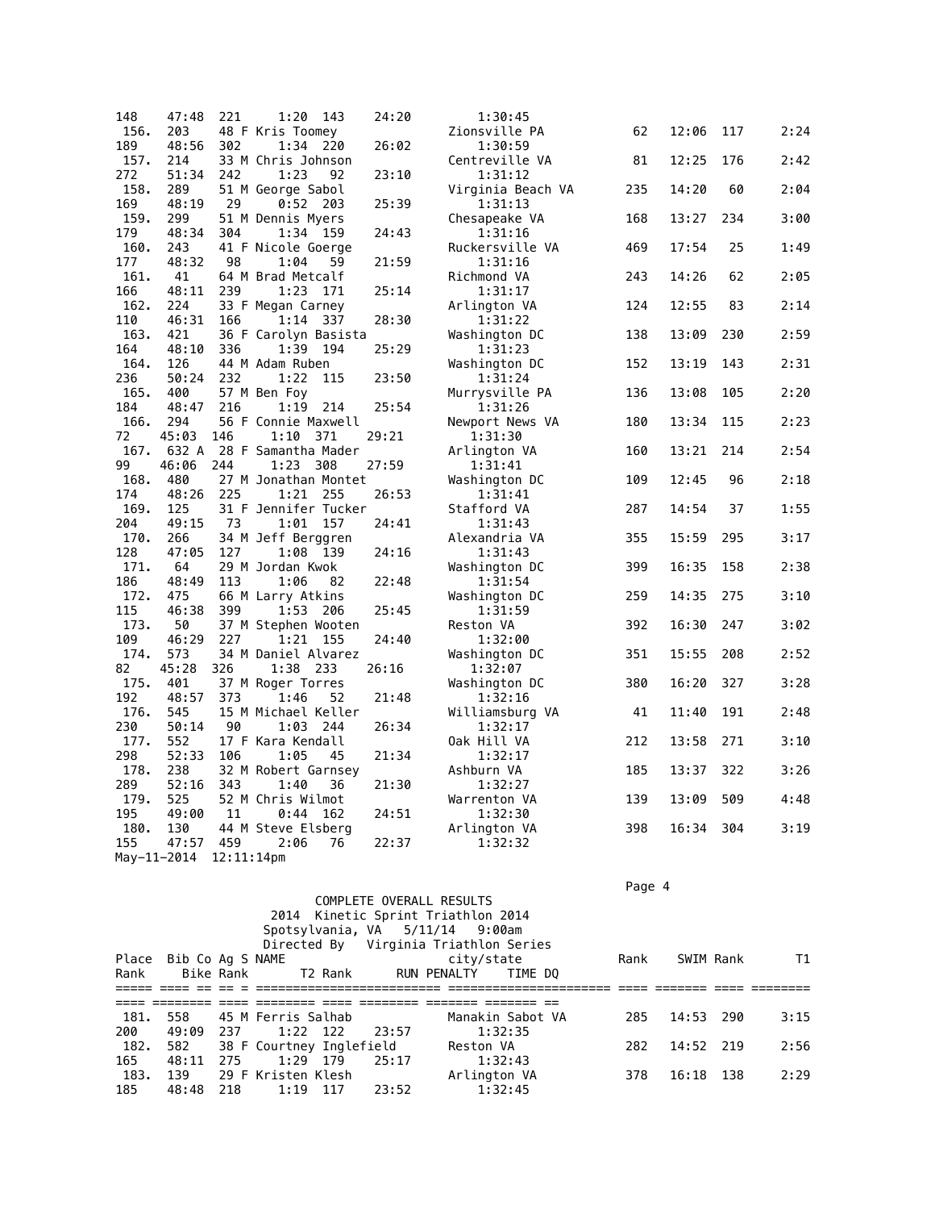```
148    47:48  221     1:20  143      24:20           1:30:45
 156.  203    48 F Kris Toomey                      Zionsville PA          62   12:06  117      2:24
189    48:56  302     1:34  220      26:02           1:30:59
 157.  214    33 M Chris Johnson                    Centreville VA         81   12:25  176      2:42
272    51:34  242     1:23   92      23:10           1:31:12
 158.  289    51 M George Sabol                     Virginia Beach VA     235   14:20   60      2:04
169    48:19   29     0:52  203      25:39           1:31:13
 159.  299    51 M Dennis Myers                     Chesapeake VA         168   13:27  234      3:00
179    48:34  304     1:34  159      24:43           1:31:16
 160.  243    41 F Nicole Goerge                    Ruckersville VA       469   17:54   25      1:49
177    48:32   98     1:04   59      21:59           1:31:16
 161.   41    64 M Brad Metcalf                     Richmond VA           243   14:26   62      2:05
166    48:11  239     1:23  171      25:14           1:31:17
 162.  224    33 F Megan Carney                     Arlington VA          124   12:55   83      2:14
110    46:31  166     1:14  337      28:30           1:31:22
 163.  421    36 F Carolyn Basista                  Washington DC         138   13:09  230      2:59
164    48:10  336     1:39  194      25:29           1:31:23
 164.  126    44 M Adam Ruben                       Washington DC         152   13:19  143      2:31
236    50:24  232     1:22  115      23:50           1:31:24
 165.  400    57 M Ben Foy                          Murrysville PA        136   13:08  105      2:20
184    48:47  216     1:19  214      25:54           1:31:26
 166.  294    56 F Connie Maxwell                   Newport News VA       180   13:34  115      2:23
72    45:03  146     1:10  371      29:21           1:31:30
 167.  632 A  28 F Samantha Mader                   Arlington VA          160   13:21  214      2:54
99    46:06  244     1:23  308      27:59           1:31:41
 168.  480    27 M Jonathan Montet                  Washington DC         109   12:45   96      2:18
174    48:26  225     1:21  255      26:53           1:31:41
 169.  125    31 F Jennifer Tucker                  Stafford VA           287   14:54   37      1:55
204    49:15   73     1:01  157      24:41           1:31:43
 170.  266    34 M Jeff Berggren                    Alexandria VA         355   15:59  295      3:17
128    47:05  127     1:08  139      24:16           1:31:43
 171.   64    29 M Jordan Kwok                      Washington DC         399   16:35  158      2:38
186    48:49  113     1:06   82      22:48           1:31:54
 172.  475    66 M Larry Atkins                     Washington DC         259   14:35  275      3:10
115    46:38  399     1:53  206      25:45           1:31:59
 173.   50    37 M Stephen Wooten                   Reston VA             392   16:30  247      3:02
109    46:29  227     1:21  155      24:40           1:32:00
 174.  573    34 M Daniel Alvarez                   Washington DC         351   15:55  208      2:52
82    45:28  326     1:38  233      26:16           1:32:07
 175.  401    37 M Roger Torres                     Washington DC         380   16:20  327      3:28
192    48:57  373     1:46   52      21:48           1:32:16
 176.  545    15 M Michael Keller                   Williamsburg VA        41   11:40  191      2:48
230    50:14   90     1:03  244      26:34           1:32:17
 177.  552    17 F Kara Kendall                     Oak Hill VA           212   13:58  271      3:10
298    52:33  106     1:05   45      21:34           1:32:17
 178.  238    32 M Robert Garnsey                   Ashburn VA            185   13:37  322      3:26
289    52:16  343     1:40   36      21:30           1:32:27
 179.  525    52 M Chris Wilmot                     Warrenton VA          139   13:09  509      4:48
195    49:00   11     0:44  162      24:51           1:32:30
 180.  130    44 M Steve Elsberg                    Arlington VA          398   16:34  304      3:19
155    47:57  459     2:06   76      22:37           1:32:32
May-11-2014  12:11:14pm
```

COMPLETE OVERALL RESULTS
2014 Kinetic Sprint Triathlon 2014
Spotsylvania, VA 5/11/14 9:00am
Directed By Virginia Triathlon Series

```
Place  Bib Co Ag S NAME                             city/state            Rank    SWIM Rank       T1
Rank       Bike Rank        T2 Rank      RUN PENALTY    TIME DQ
===== ==== == == = ======================== ====================== ==== ======= ==== ========
==== ======== ==== ======== ==== ======== ======= ======= ==
 181.  558    45 M Ferris Salhab                    Manakin Sabot VA      285   14:53  290      3:15
200    49:09  237     1:22  122      23:57           1:32:35
 182.  582    38 F Courtney Inglefield              Reston VA             282   14:52  219      2:56
165    48:11  275     1:29  179      25:17           1:32:43
 183.  139    29 F Kristen Klesh                    Arlington VA          378   16:18  138      2:29
185    48:48  218     1:19  117      23:52           1:32:45
```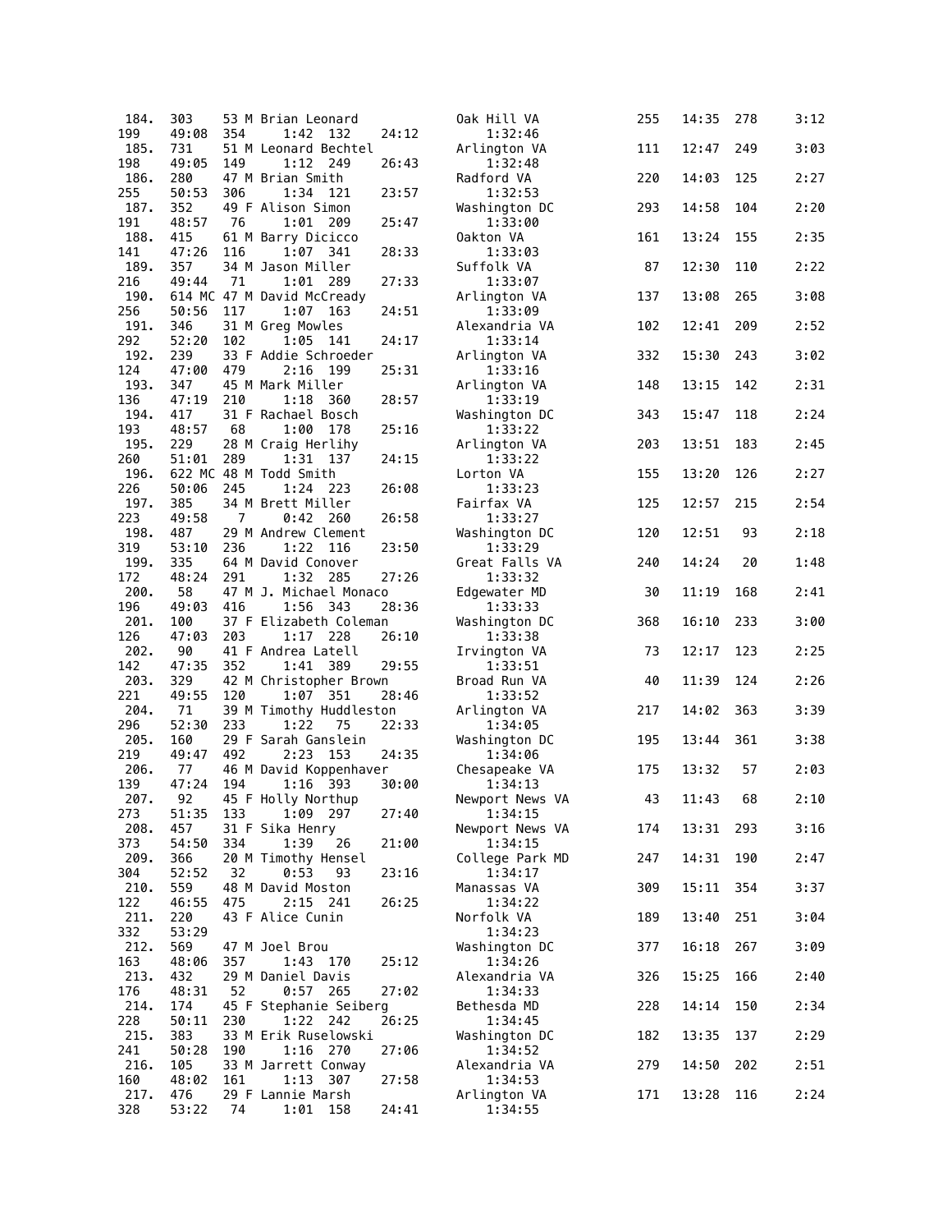```
 184.  303     53 M Brian Leonard              Oak Hill VA          255   14:35  278      3:12
199    49:08  354     1:42  132       24:12        1:32:46
 185.  731     51 M Leonard Bechtel            Arlington VA         111   12:47  249      3:03
198    49:05  149     1:12  249       26:43        1:32:48
 186.  280     47 M Brian Smith                Radford VA           220   14:03  125      2:27
255    50:53  306     1:34  121       23:57        1:32:53
 187.  352     49 F Alison Simon               Washington DC        293   14:58  104      2:20
191    48:57   76     1:01  209       25:47        1:33:00
 188.  415     61 M Barry Dicicco              Oakton VA            161   13:24  155      2:35
141    47:26  116     1:07  341       28:33        1:33:03
 189.  357     34 M Jason Miller               Suffolk VA            87   12:30  110      2:22
216    49:44   71     1:01  289       27:33        1:33:07
 190.  614 MC 47 M David McCready              Arlington VA         137   13:08  265      3:08
256    50:56  117     1:07  163       24:51        1:33:09
 191.  346     31 M Greg Mowles                Alexandria VA        102   12:41  209      2:52
292    52:20  102     1:05  141       24:17        1:33:14
 192.  239     33 F Addie Schroeder            Arlington VA         332   15:30  243      3:02
124    47:00  479     2:16  199       25:31        1:33:16
 193.  347     45 M Mark Miller                Arlington VA         148   13:15  142      2:31
136    47:19  210     1:18  360       28:57        1:33:19
 194.  417     31 F Rachael Bosch              Washington DC        343   15:47  118      2:24
193    48:57   68     1:00  178       25:16        1:33:22
 195.  229     28 M Craig Herlihy              Arlington VA         203   13:51  183      2:45
260    51:01  289     1:31  137       24:15        1:33:22
 196.  622 MC 48 M Todd Smith                  Lorton VA            155   13:20  126      2:27
226    50:06  245     1:24  223       26:08        1:33:23
 197.  385     34 M Brett Miller               Fairfax VA           125   12:57  215      2:54
223    49:58    7     0:42  260       26:58        1:33:27
 198.  487     29 M Andrew Clement             Washington DC        120   12:51   93      2:18
319    53:10  236     1:22  116       23:50        1:33:29
 199.  335     64 M David Conover              Great Falls VA       240   14:24   20      1:48
172    48:24  291     1:32  285       27:26        1:33:32
 200.   58     47 M J. Michael Monaco          Edgewater MD          30   11:19  168      2:41
196    49:03  416     1:56  343       28:36        1:33:33
 201.  100     37 F Elizabeth Coleman          Washington DC        368   16:10  233      3:00
126    47:03  203     1:17  228       26:10        1:33:38
 202.   90     41 F Andrea Latell              Irvington VA          73   12:17  123      2:25
142    47:35  352     1:41  389       29:55        1:33:51
 203.  329     42 M Christopher Brown          Broad Run VA          40   11:39  124      2:26
221    49:55  120     1:07  351       28:46        1:33:52
 204.   71     39 M Timothy Huddleston         Arlington VA         217   14:02  363      3:39
296    52:30  233     1:22   75       22:33        1:34:05
 205.  160     29 F Sarah Ganslein             Washington DC        195   13:44  361      3:38
219    49:47  492     2:23  153       24:35        1:34:06
 206.   77     46 M David Koppenhaver          Chesapeake VA        175   13:32   57      2:03
139    47:24  194     1:16  393       30:00        1:34:13
 207.   92     45 F Holly Northup              Newport News VA       43   11:43   68      2:10
273    51:35  133     1:09  297       27:40        1:34:15
 208.  457     31 F Sika Henry                 Newport News VA      174   13:31  293      3:16
373    54:50  334     1:39   26       21:00        1:34:15
 209.  366     20 M Timothy Hensel             College Park MD      247   14:31  190      2:47
304    52:52   32     0:53   93       23:16        1:34:17
 210.  559     48 M David Moston               Manassas VA          309   15:11  354      3:37
122    46:55  475     2:15  241       26:25        1:34:22
 211.  220     43 F Alice Cunin                Norfolk VA           189   13:40  251      3:04
332    53:29                                       1:34:23
 212.  569     47 M Joel Brou                  Washington DC        377   16:18  267      3:09
163    48:06  357     1:43  170       25:12        1:34:26
 213.  432     29 M Daniel Davis               Alexandria VA        326   15:25  166      2:40
176    48:31   52     0:57  265       27:02        1:34:33
 214.  174     45 F Stephanie Seiberg          Bethesda MD          228   14:14  150      2:34
228    50:11  230     1:22  242       26:25        1:34:45
 215.  383     33 M Erik Ruselowski            Washington DC        182   13:35  137      2:29
241    50:28  190     1:16  270       27:06        1:34:52
 216.  105     33 M Jarrett Conway             Alexandria VA        279   14:50  202      2:51
160    48:02  161     1:13  307       27:58        1:34:53
 217.  476     29 F Lannie Marsh               Arlington VA         171   13:28  116      2:24
328    53:22   74     1:01  158       24:41        1:34:55
```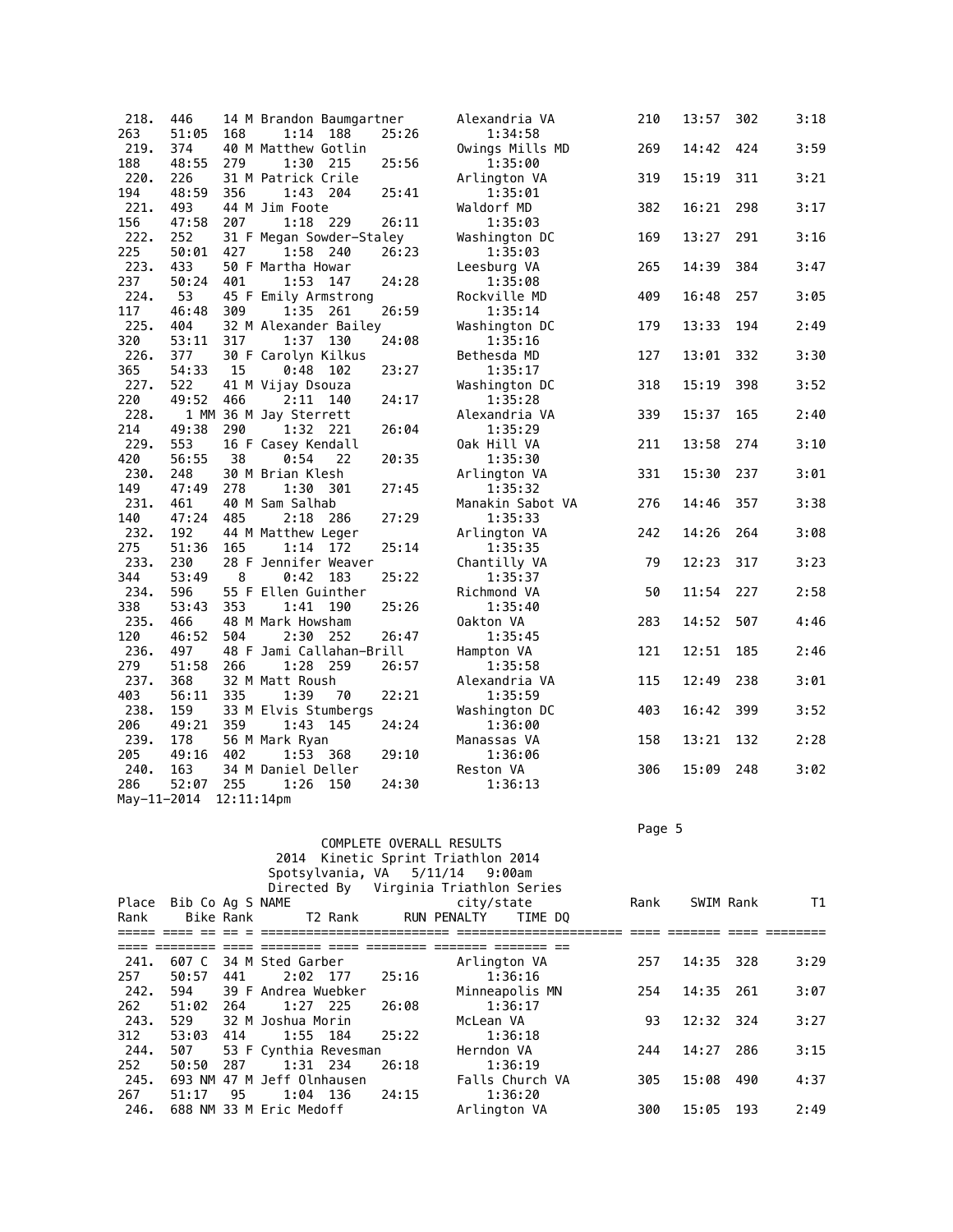| Place | Bib | Co | Ag | S | Name | City/State | Swim Rank | Swim | T1 Rank | T1 | Bike Rank | Bike | T2 Rank | T2 | Run Rank | Run | Penalty | Time | DQ |
|---|---|---|---|---|---|---|---|---|---|---|---|---|---|---|---|---|---|---|---|
| 218. | 446 | | 14 | M | Brandon Baumgartner | Alexandria VA | 210 | 13:57 | 302 | 3:18 | 263 | 51:05 | 168 | 1:14 | 188 | 25:26 | | 1:34:58 | |
| 219. | 374 | | 40 | M | Matthew Gotlin | Owings Mills MD | 269 | 14:42 | 424 | 3:59 | 188 | 48:55 | 279 | 1:30 | 215 | 25:56 | | 1:35:00 | |
| 220. | 226 | | 31 | M | Patrick Crile | Arlington VA | 319 | 15:19 | 311 | 3:21 | 194 | 48:59 | 356 | 1:43 | 204 | 25:41 | | 1:35:01 | |
| 221. | 493 | | 44 | M | Jim Foote | Waldorf MD | 382 | 16:21 | 298 | 3:17 | 156 | 47:58 | 207 | 1:18 | 229 | 26:11 | | 1:35:03 | |
| 222. | 252 | | 31 | F | Megan Sowder-Staley | Washington DC | 169 | 13:27 | 291 | 3:16 | 225 | 50:01 | 427 | 1:58 | 240 | 26:23 | | 1:35:03 | |
| 223. | 433 | | 50 | F | Martha Howar | Leesburg VA | 265 | 14:39 | 384 | 3:47 | 237 | 50:24 | 401 | 1:53 | 147 | 24:28 | | 1:35:08 | |
| 224. | 53 | | 45 | F | Emily Armstrong | Rockville MD | 409 | 16:48 | 257 | 3:05 | 117 | 46:48 | 309 | 1:35 | 261 | 26:59 | | 1:35:14 | |
| 225. | 404 | | 32 | M | Alexander Bailey | Washington DC | 179 | 13:33 | 194 | 2:49 | 320 | 53:11 | 317 | 1:37 | 130 | 24:08 | | 1:35:16 | |
| 226. | 377 | | 30 | F | Carolyn Kilkus | Bethesda MD | 127 | 13:01 | 332 | 3:30 | 365 | 54:33 | 15 | 0:48 | 102 | 23:27 | | 1:35:17 | |
| 227. | 522 | | 41 | M | Vijay Dsouza | Washington DC | 318 | 15:19 | 398 | 3:52 | 220 | 49:52 | 466 | 2:11 | 140 | 24:17 | | 1:35:28 | |
| 228. | 1 | MM | 36 | M | Jay Sterrett | Alexandria VA | 339 | 15:37 | 165 | 2:40 | 214 | 49:38 | 290 | 1:32 | 221 | 26:04 | | 1:35:29 | |
| 229. | 553 | | 16 | F | Casey Kendall | Oak Hill VA | 211 | 13:58 | 274 | 3:10 | 420 | 56:55 | 38 | 0:54 | 22 | 20:35 | | 1:35:30 | |
| 230. | 248 | | 30 | M | Brian Klesh | Arlington VA | 331 | 15:30 | 237 | 3:01 | 149 | 47:49 | 278 | 1:30 | 301 | 27:45 | | 1:35:32 | |
| 231. | 461 | | 40 | M | Sam Salhab | Manakin Sabot VA | 276 | 14:46 | 357 | 3:38 | 140 | 47:24 | 485 | 2:18 | 286 | 27:29 | | 1:35:33 | |
| 232. | 192 | | 44 | M | Matthew Leger | Arlington VA | 242 | 14:26 | 264 | 3:08 | 275 | 51:36 | 165 | 1:14 | 172 | 25:14 | | 1:35:35 | |
| 233. | 230 | | 28 | F | Jennifer Weaver | Chantilly VA | 79 | 12:23 | 317 | 3:23 | 344 | 53:49 | 8 | 0:42 | 183 | 25:22 | | 1:35:37 | |
| 234. | 596 | | 55 | F | Ellen Guinther | Richmond VA | 50 | 11:54 | 227 | 2:58 | 338 | 53:43 | 353 | 1:41 | 190 | 25:26 | | 1:35:40 | |
| 235. | 466 | | 48 | M | Mark Howsham | Oakton VA | 283 | 14:52 | 507 | 4:46 | 120 | 46:52 | 504 | 2:30 | 252 | 26:47 | | 1:35:45 | |
| 236. | 497 | | 48 | F | Jami Callahan-Brill | Hampton VA | 121 | 12:51 | 185 | 2:46 | 279 | 51:58 | 266 | 1:28 | 259 | 26:57 | | 1:35:58 | |
| 237. | 368 | | 32 | M | Matt Roush | Alexandria VA | 115 | 12:49 | 238 | 3:01 | 403 | 56:11 | 335 | 1:39 | 70 | 22:21 | | 1:35:59 | |
| 238. | 159 | | 33 | M | Elvis Stumbergs | Washington DC | 403 | 16:42 | 399 | 3:52 | 206 | 49:21 | 359 | 1:43 | 145 | 24:24 | | 1:36:00 | |
| 239. | 178 | | 56 | M | Mark Ryan | Manassas VA | 158 | 13:21 | 132 | 2:28 | 205 | 49:16 | 402 | 1:53 | 368 | 29:10 | | 1:36:06 | |
| 240. | 163 | | 34 | M | Daniel Deller | Reston VA | 306 | 15:09 | 248 | 3:02 | 286 | 52:07 | 255 | 1:26 | 150 | 24:30 | | 1:36:13 | |
| 241. | 607 | C | 34 | M | Sted Garber | Arlington VA | 257 | 14:35 | 328 | 3:29 | 257 | 50:57 | 441 | 2:02 | 177 | 25:16 | | 1:36:16 | |
| 242. | 594 | | 39 | F | Andrea Wuebker | Minneapolis MN | 254 | 14:35 | 261 | 3:07 | 262 | 51:02 | 264 | 1:27 | 225 | 26:08 | | 1:36:17 | |
| 243. | 529 | | 32 | M | Joshua Morin | McLean VA | 93 | 12:32 | 324 | 3:27 | 312 | 53:03 | 414 | 1:55 | 184 | 25:22 | | 1:36:18 | |
| 244. | 507 | | 53 | F | Cynthia Revesman | Herndon VA | 244 | 14:27 | 286 | 3:15 | 252 | 50:50 | 287 | 1:31 | 234 | 26:18 | | 1:36:19 | |
| 245. | 693 | NM | 47 | M | Jeff Olnhausen | Falls Church VA | 305 | 15:08 | 490 | 4:37 | 267 | 51:17 | 95 | 1:04 | 136 | 24:15 | | 1:36:20 | |
| 246. | 688 | NM | 33 | M | Eric Medoff | Arlington VA | 300 | 15:05 | 193 | 2:49 | | | | | | | | | |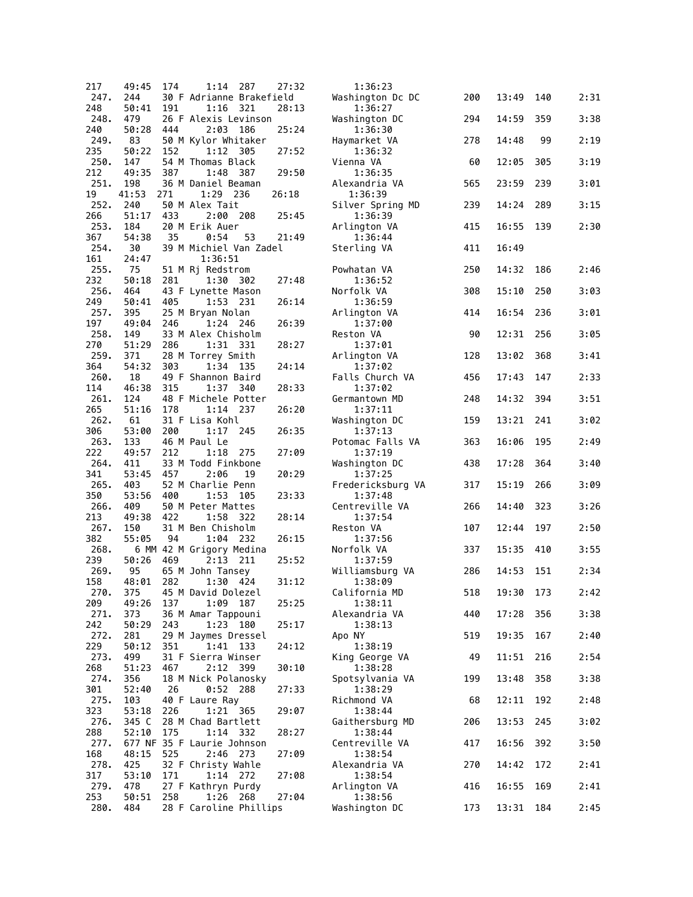```
217    49:45  174    1:14  287    27:32          1:36:23
 247.  244    30 F Adrianne Brakefield          Washington Dc DC        200   13:49  140    2:31
248    50:41  191    1:16  321    28:13          1:36:27
 248.  479    26 F Alexis Levinson              Washington DC           294   14:59  359    3:38
240    50:28  444    2:03  186    25:24          1:36:30
 249.  83     50 M Kylor Whitaker               Haymarket VA            278   14:48   99    2:19
235    50:22  152    1:12  305    27:52          1:36:32
 250.  147    54 M Thomas Black                 Vienna VA                60   12:05  305    3:19
212    49:35  387    1:48  387    29:50          1:36:35
 251.  198    36 M Daniel Beaman                Alexandria VA           565   23:59  239    3:01
19    41:53  271    1:29  236    26:18           1:36:39
 252.  240    50 M Alex Tait                    Silver Spring MD        239   14:24  289    3:15
266    51:17  433    2:00  208    25:45          1:36:39
 253.  184    20 M Erik Auer                    Arlington VA            415   16:55  139    2:30
367    54:38   35    0:54   53    21:49          1:36:44
 254.  30     39 M Michiel Van Zadel            Sterling VA             411   16:49
161    24:47         1:36:51
 255.  75     51 M Rj Redstrom                  Powhatan VA             250   14:32  186    2:46
232    50:18  281    1:30  302    27:48          1:36:52
 256.  464    43 F Lynette Mason                Norfolk VA              308   15:10  250    3:03
249    50:41  405    1:53  231    26:14          1:36:59
 257.  395    25 M Bryan Nolan                  Arlington VA            414   16:54  236    3:01
197    49:04  246    1:24  246    26:39          1:37:00
 258.  149    33 M Alex Chisholm                Reston VA                90   12:31  256    3:05
270    51:29  286    1:31  331    28:27          1:37:01
 259.  371    28 M Torrey Smith                 Arlington VA            128   13:02  368    3:41
364    54:32  303    1:34  135    24:14          1:37:02
 260.  18     49 F Shannon Baird                Falls Church VA         456   17:43  147    2:33
114    46:38  315    1:37  340    28:33          1:37:02
 261.  124    48 F Michele Potter               Germantown MD           248   14:32  394    3:51
265    51:16  178    1:14  237    26:20          1:37:11
 262.  61     31 F Lisa Kohl                    Washington DC           159   13:21  241    3:02
306    53:00  200    1:17  245    26:35          1:37:13
 263.  133    46 M Paul Le                      Potomac Falls VA        363   16:06  195    2:49
222    49:57  212    1:18  275    27:09          1:37:19
 264.  411    33 M Todd Finkbone                Washington DC           438   17:28  364    3:40
341    53:45  457    2:06   19    20:29          1:37:25
 265.  403    52 M Charlie Penn                 Fredericksburg VA       317   15:19  266    3:09
350    53:56  400    1:53  105    23:33          1:37:48
 266.  409    50 M Peter Mattes                 Centreville VA          266   14:40  323    3:26
213    49:38  422    1:58  322    28:14          1:37:54
 267.  150    31 M Ben Chisholm                 Reston VA               107   12:44  197    2:50
382    55:05   94    1:04  232    26:15          1:37:56
 268.    6 MM 42 M Grigory Medina               Norfolk VA              337   15:35  410    3:55
239    50:26  469    2:13  211    25:52          1:37:59
 269.  95     65 M John Tansey                  Williamsburg VA         286   14:53  151    2:34
158    48:01  282    1:30  424    31:12          1:38:09
 270.  375    45 M David Dolezel                California MD           518   19:30  173    2:42
209    49:26  137    1:09  187    25:25          1:38:11
 271.  373    36 M Amar Tappouni                Alexandria VA           440   17:28  356    3:38
242    50:29  243    1:23  180    25:17          1:38:13
 272.  281    29 M Jaymes Dressel               Apo NY                  519   19:35  167    2:40
229    50:12  351    1:41  133    24:12          1:38:19
 273.  499    31 F Sierra Winser                King George VA           49   11:51  216    2:54
268    51:23  467    2:12  399    30:10          1:38:28
 274.  356    18 M Nick Polanosky               Spotsylvania VA         199   13:48  358    3:38
301    52:40   26    0:52  288    27:33          1:38:29
 275.  103    40 F Laure Ray                    Richmond VA              68   12:11  192    2:48
323    53:18  226    1:21  365    29:07          1:38:44
 276.  345 C  28 M Chad Bartlett                Gaithersburg MD         206   13:53  245    3:02
288    52:10  175    1:14  332    28:27          1:38:44
 277.  677 NF 35 F Laurie Johnson               Centreville VA          417   16:56  392    3:50
168    48:15  525    2:46  273    27:09          1:38:54
 278.  425    32 F Christy Wahle                Alexandria VA           270   14:42  172    2:41
317    53:10  171    1:14  272    27:08          1:38:54
 279.  478    27 F Kathryn Purdy                Arlington VA            416   16:55  169    2:41
253    50:51  258    1:26  268    27:04          1:38:56
 280.  484    28 F Caroline Phillips            Washington DC           173   13:31  184    2:45
```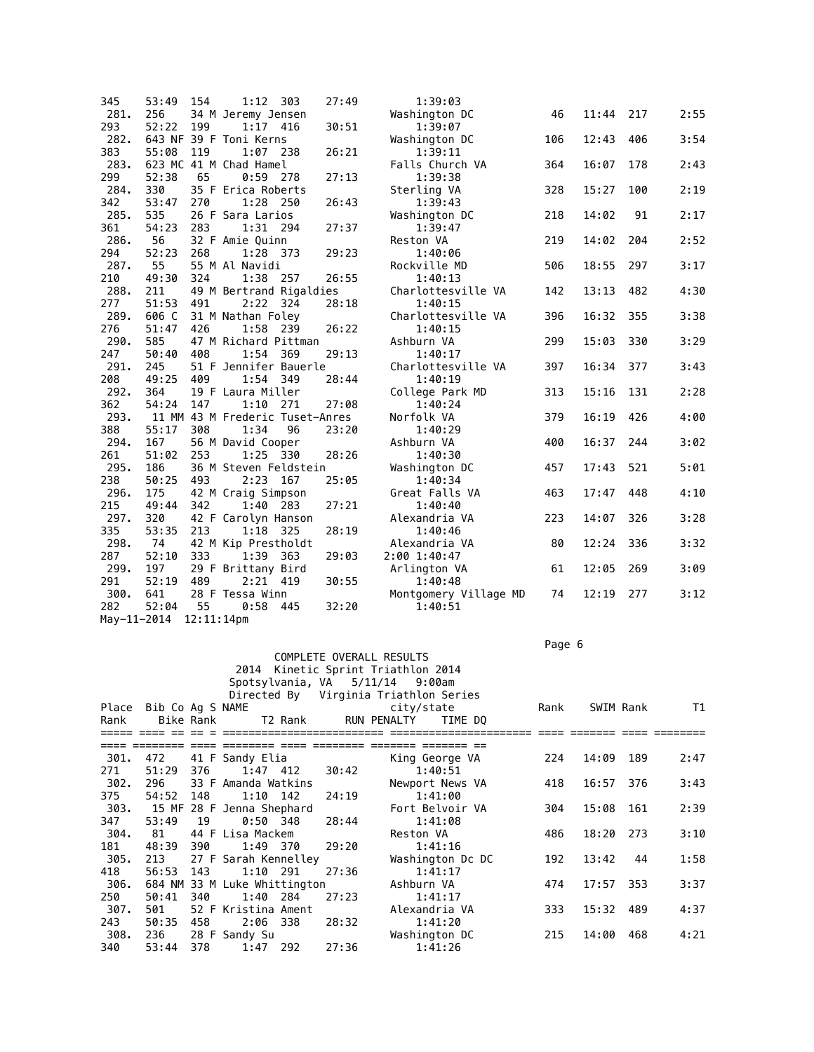| Place | Bib | Co | Ag | S | NAME | city/state | Rank | SWIM | Rank | T1 | Bike | Rank | T2 | Rank | RUN | PENALTY | TIME | DQ |
|---|---|---|---|---|---|---|---|---|---|---|---|---|---|---|---|---|---|---|
| | | | | | | | | | 345 | | 53:49 | 154 | 1:12 | 303 | 27:49 | | 1:39:03 | |
| 281. | 256 | | 34 | M | Jeremy Jensen | Washington DC | 46 | 11:44 | 217 | 2:55 | 52:22 | 199 | 1:17 | 416 | 30:51 | | 1:39:07 | |
| | | | | | | | | | 293 | | | | | | | | | |
| 282. | 643 | NF | 39 | F | Toni Kerns | Washington DC | 106 | 12:43 | 406 | 3:54 | 55:08 | 119 | 1:07 | 238 | 26:21 | | 1:39:11 | |
| | | | | | | | | | 383 | | | | | | | | | |
| 283. | 623 | MC | 41 | M | Chad Hamel | Falls Church VA | 364 | 16:07 | 178 | 2:43 | 52:38 | 65 | 0:59 | 278 | 27:13 | | 1:39:38 | |
| | | | | | | | | | 299 | | | | | | | | | |
| 284. | 330 | | 35 | F | Erica Roberts | Sterling VA | 328 | 15:27 | 100 | 2:19 | 53:47 | 270 | 1:28 | 250 | 26:43 | | 1:39:43 | |
| | | | | | | | | | 342 | | | | | | | | | |
| 285. | 535 | | 26 | F | Sara Larios | Washington DC | 218 | 14:02 | 91 | 2:17 | 54:23 | 283 | 1:31 | 294 | 27:37 | | 1:39:47 | |
| | | | | | | | | | 361 | | | | | | | | | |
| 286. | 56 | | 32 | F | Amie Quinn | Reston VA | 219 | 14:02 | 204 | 2:52 | 52:23 | 268 | 1:28 | 373 | 29:23 | | 1:40:06 | |
| | | | | | | | | | 294 | | | | | | | | | |
| 287. | 55 | | 55 | M | Al Navidi | Rockville MD | 506 | 18:55 | 297 | 3:17 | 49:30 | 324 | 1:38 | 257 | 26:55 | | 1:40:13 | |
| | | | | | | | | | 210 | | | | | | | | | |
| 288. | 211 | | 49 | M | Bertrand Rigaldies | Charlottesville VA | 142 | 13:13 | 482 | 4:30 | 51:53 | 491 | 2:22 | 324 | 28:18 | | 1:40:15 | |
| | | | | | | | | | 277 | | | | | | | | | |
| 289. | 606 | C | 31 | M | Nathan Foley | Charlottesville VA | 396 | 16:32 | 355 | 3:38 | 51:47 | 426 | 1:58 | 239 | 26:22 | | 1:40:15 | |
| | | | | | | | | | 276 | | | | | | | | | |
| 290. | 585 | | 47 | M | Richard Pittman | Ashburn VA | 299 | 15:03 | 330 | 3:29 | 50:40 | 408 | 1:54 | 369 | 29:13 | | 1:40:17 | |
| | | | | | | | | | 247 | | | | | | | | | |
| 291. | 245 | | 51 | F | Jennifer Bauerle | Charlottesville VA | 397 | 16:34 | 377 | 3:43 | 49:25 | 409 | 1:54 | 349 | 28:44 | | 1:40:19 | |
| | | | | | | | | | 208 | | | | | | | | | |
| 292. | 364 | | 19 | F | Laura Miller | College Park MD | 313 | 15:16 | 131 | 2:28 | 54:24 | 147 | 1:10 | 271 | 27:08 | | 1:40:24 | |
| | | | | | | | | | 362 | | | | | | | | | |
| 293. | 11 | MM | 43 | M | Frederic Tuset-Anres | Norfolk VA | 379 | 16:19 | 426 | 4:00 | 55:17 | 308 | 1:34 | 96 | 23:20 | | 1:40:29 | |
| | | | | | | | | | 388 | | | | | | | | | |
| 294. | 167 | | 56 | M | David Cooper | Ashburn VA | 400 | 16:37 | 244 | 3:02 | 51:02 | 253 | 1:25 | 330 | 28:26 | | 1:40:30 | |
| | | | | | | | | | 261 | | | | | | | | | |
| 295. | 186 | | 36 | M | Steven Feldstein | Washington DC | 457 | 17:43 | 521 | 5:01 | 50:25 | 493 | 2:23 | 167 | 25:05 | | 1:40:34 | |
| | | | | | | | | | 238 | | | | | | | | | |
| 296. | 175 | | 42 | M | Craig Simpson | Great Falls VA | 463 | 17:47 | 448 | 4:10 | 49:44 | 342 | 1:40 | 283 | 27:21 | | 1:40:40 | |
| | | | | | | | | | 215 | | | | | | | | | |
| 297. | 320 | | 42 | F | Carolyn Hanson | Alexandria VA | 223 | 14:07 | 326 | 3:28 | 53:35 | 213 | 1:18 | 325 | 28:19 | | 1:40:46 | |
| | | | | | | | | | 335 | | | | | | | | | |
| 298. | 74 | | 42 | M | Kip Prestholdt | Alexandria VA | 80 | 12:24 | 336 | 3:32 | 52:10 | 333 | 1:39 | 363 | 29:03 | 2:00 | 1:40:47 | |
| | | | | | | | | | 287 | | | | | | | | | |
| 299. | 197 | | 29 | F | Brittany Bird | Arlington VA | 61 | 12:05 | 269 | 3:09 | 52:19 | 489 | 2:21 | 419 | 30:55 | | 1:40:48 | |
| | | | | | | | | | 291 | | | | | | | | | |
| 300. | 641 | | 28 | F | Tessa Winn | Montgomery Village MD | 74 | 12:19 | 277 | 3:12 | 52:04 | 55 | 0:58 | 445 | 32:20 | | 1:40:51 | |
| | | | | | | | | | 282 | | | | | | | | | |

May-11-2014 12:11:14pm

COMPLETE OVERALL RESULTS
2014 Kinetic Sprint Triathlon 2014
Spotsylvania, VA 5/11/14 9:00am
Directed By Virginia Triathlon Series

| Place | Bib | Co | Ag | S | NAME | city/state | Rank | SWIM | Rank | T1 | Rank | Bike | Rank | T2 | Rank | RUN | PENALTY | TIME | DQ |
|---|---|---|---|---|---|---|---|---|---|---|---|---|---|---|---|---|---|---|---|
| 301. | 472 | | 41 | F | Sandy Elia | King George VA | 224 | 14:09 | 189 | 2:47 | 271 | 51:29 | 376 | 1:47 | 412 | 30:42 | | 1:40:51 | |
| 302. | 296 | | 33 | F | Amanda Watkins | Newport News VA | 418 | 16:57 | 376 | 3:43 | 375 | 54:52 | 148 | 1:10 | 142 | 24:19 | | 1:41:00 | |
| 303. | 15 | MF | 28 | F | Jenna Shephard | Fort Belvoir VA | 304 | 15:08 | 161 | 2:39 | 347 | 53:49 | 19 | 0:50 | 348 | 28:44 | | 1:41:08 | |
| 304. | 81 | | 44 | F | Lisa Mackem | Reston VA | 486 | 18:20 | 273 | 3:10 | 181 | 48:39 | 390 | 1:49 | 370 | 29:20 | | 1:41:16 | |
| 305. | 213 | | 27 | F | Sarah Kennelley | Washington Dc DC | 192 | 13:42 | 44 | 1:58 | 418 | 56:53 | 143 | 1:10 | 291 | 27:36 | | 1:41:17 | |
| 306. | 684 | NM | 33 | M | Luke Whittington | Ashburn VA | 474 | 17:57 | 353 | 3:37 | 250 | 50:41 | 340 | 1:40 | 284 | 27:23 | | 1:41:17 | |
| 307. | 501 | | 52 | F | Kristina Ament | Alexandria VA | 333 | 15:32 | 489 | 4:37 | 243 | 50:35 | 458 | 2:06 | 338 | 28:32 | | 1:41:20 | |
| 308. | 236 | | 28 | F | Sandy Su | Washington DC | 215 | 14:00 | 468 | 4:21 | 340 | 53:44 | 378 | 1:47 | 292 | 27:36 | | 1:41:26 | |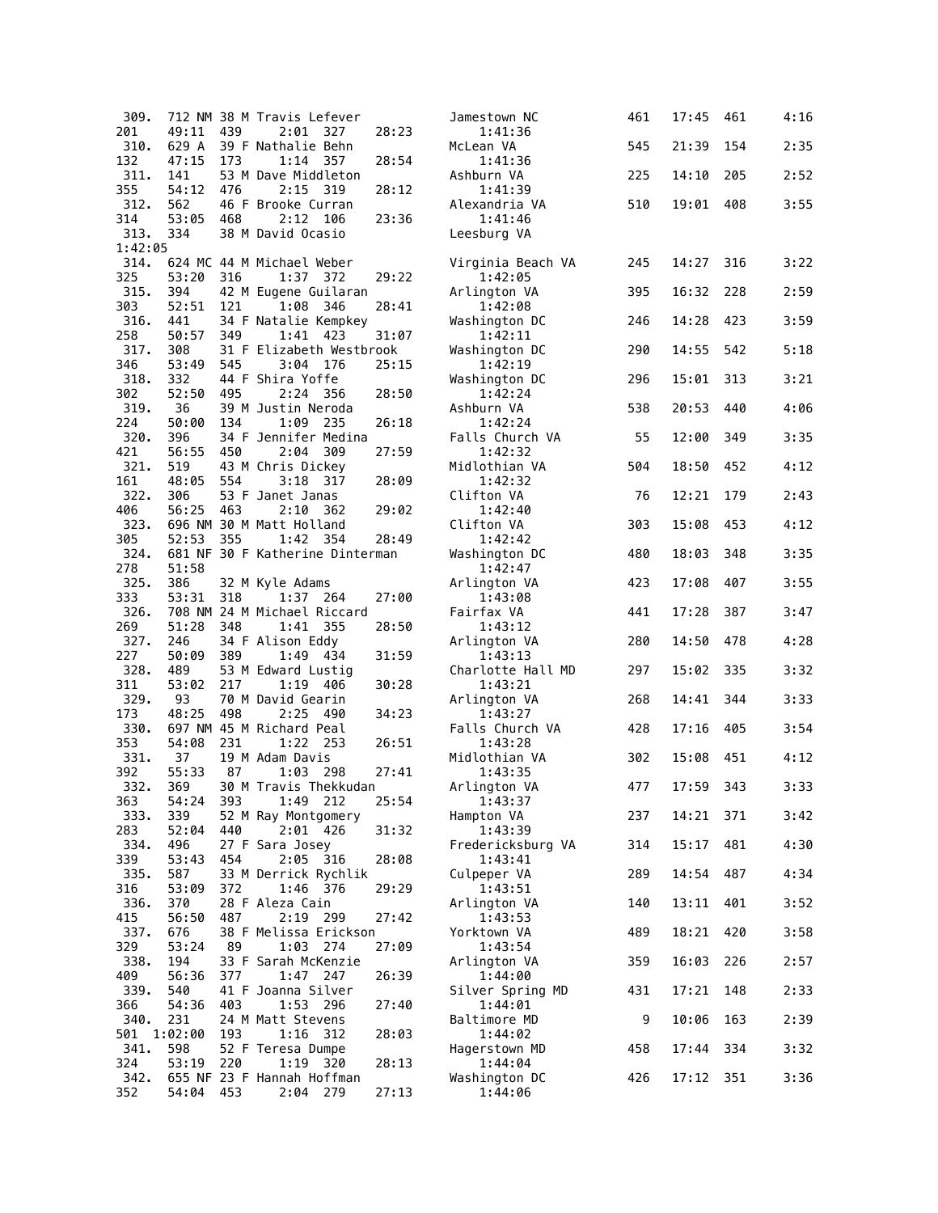```
 309.  712 NM 38 M Travis Lefever            Jamestown NC          461   17:45  461      4:16
201    49:11  439    2:01  327      28:23       1:41:36
 310.  629 A  39 F Nathalie Behn             McLean VA             545   21:39  154      2:35
132    47:15  173    1:14  357      28:54       1:41:36
 311.  141    53 M Dave Middleton            Ashburn VA            225   14:10  205      2:52
355    54:12  476    2:15  319      28:12       1:41:39
 312.  562    46 F Brooke Curran             Alexandria VA         510   19:01  408      3:55
314    53:05  468    2:12  106      23:36       1:41:46
 313.  334    38 M David Ocasio              Leesburg VA
1:42:05
 314.  624 MC 44 M Michael Weber             Virginia Beach VA     245   14:27  316      3:22
325    53:20  316    1:37  372      29:22       1:42:05
 315.  394    42 M Eugene Guilaran           Arlington VA          395   16:32  228      2:59
303    52:51  121    1:08  346      28:41       1:42:08
 316.  441    34 F Natalie Kempkey           Washington DC         246   14:28  423      3:59
258    50:57  349    1:41  423      31:07       1:42:11
 317.  308    31 F Elizabeth Westbrook       Washington DC         290   14:55  542      5:18
346    53:49  545    3:04  176      25:15       1:42:19
 318.  332    44 F Shira Yoffe               Washington DC         296   15:01  313      3:21
302    52:50  495    2:24  356      28:50       1:42:24
 319.   36    39 M Justin Neroda             Ashburn VA            538   20:53  440      4:06
224    50:00  134    1:09  235      26:18       1:42:24
 320.  396    34 F Jennifer Medina           Falls Church VA        55   12:00  349      3:35
421    56:55  450    2:04  309      27:59       1:42:32
 321.  519    43 M Chris Dickey              Midlothian VA         504   18:50  452      4:12
161    48:05  554    3:18  317      28:09       1:42:32
 322.  306    53 F Janet Janas               Clifton VA             76   12:21  179      2:43
406    56:25  463    2:10  362      29:02       1:42:40
 323.  696 NM 30 M Matt Holland              Clifton VA            303   15:08  453      4:12
305    52:53  355    1:42  354      28:49       1:42:42
 324.  681 NF 30 F Katherine Dinterman       Washington DC         480   18:03  348      3:35
278    51:58                                    1:42:47
 325.  386    32 M Kyle Adams                Arlington VA          423   17:08  407      3:55
333    53:31  318    1:37  264      27:00       1:43:08
 326.  708 NM 24 M Michael Riccard           Fairfax VA            441   17:28  387      3:47
269    51:28  348    1:41  355      28:50       1:43:12
 327.  246    34 F Alison Eddy               Arlington VA          280   14:50  478      4:28
227    50:09  389    1:49  434      31:59       1:43:13
 328.  489    53 M Edward Lustig             Charlotte Hall MD     297   15:02  335      3:32
311    53:02  217    1:19  406      30:28       1:43:21
 329.   93    70 M David Gearin              Arlington VA          268   14:41  344      3:33
173    48:25  498    2:25  490      34:23       1:43:27
 330.  697 NM 45 M Richard Peal              Falls Church VA       428   17:16  405      3:54
353    54:08  231    1:22  253      26:51       1:43:28
 331.   37    19 M Adam Davis                Midlothian VA         302   15:08  451      4:12
392    55:33   87    1:03  298      27:41       1:43:35
 332.  369    30 M Travis Thekkudan          Arlington VA          477   17:59  343      3:33
363    54:24  393    1:49  212      25:54       1:43:37
 333.  339    52 M Ray Montgomery            Hampton VA            237   14:21  371      3:42
283    52:04  440    2:01  426      31:32       1:43:39
 334.  496    27 F Sara Josey                Fredericksburg VA     314   15:17  481      4:30
339    53:43  454    2:05  316      28:08       1:43:41
 335.  587    33 M Derrick Rychlik           Culpeper VA           289   14:54  487      4:34
316    53:09  372    1:46  376      29:29       1:43:51
 336.  370    28 F Aleza Cain                Arlington VA          140   13:11  401      3:52
415    56:50  487    2:19  299      27:42       1:43:53
 337.  676    38 F Melissa Erickson          Yorktown VA           489   18:21  420      3:58
329    53:24   89    1:03  274      27:09       1:43:54
 338.  194    33 F Sarah McKenzie            Arlington VA          359   16:03  226      2:57
409    56:36  377    1:47  247      26:39       1:44:00
 339.  540    41 F Joanna Silver             Silver Spring MD      431   17:21  148      2:33
366    54:36  403    1:53  296      27:40       1:44:01
 340.  231    24 M Matt Stevens              Baltimore MD            9   10:06  163      2:39
501  1:02:00  193    1:16  312      28:03       1:44:02
 341.  598    52 F Teresa Dumpe              Hagerstown MD         458   17:44  334      3:32
324    53:19  220    1:19  320      28:13       1:44:04
 342.  655 NF 23 F Hannah Hoffman            Washington DC         426   17:12  351      3:36
352    54:04  453    2:04  279      27:13       1:44:06
```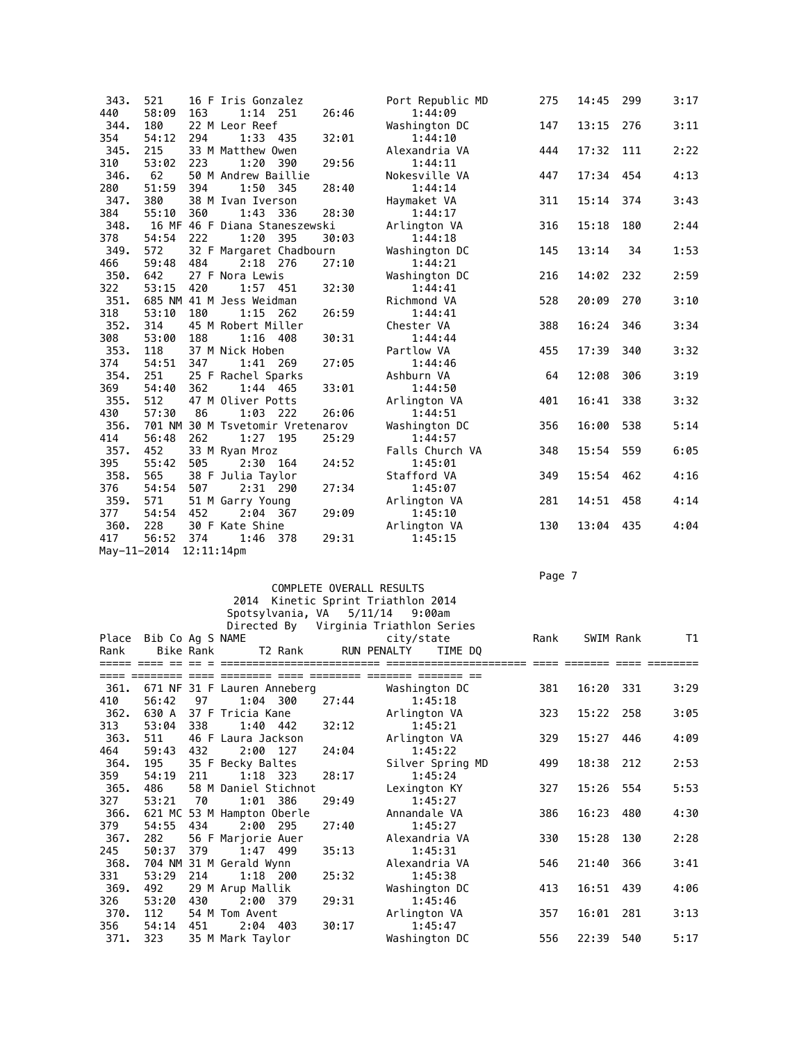| Place | Bib | Co | Ag | S | NAME | city/state | Rank | SWIM | Rank | T1 | Rank | Bike | Rank | T2 | Rank | RUN | PENALTY | TIME | DQ |
|---|---|---|---|---|---|---|---|---|---|---|---|---|---|---|---|---|---|---|---|
| 343. | 521 | | 16 | F | Iris Gonzalez | Port Republic MD | 275 | 14:45 | 299 | 3:17 | 440 | 58:09 | 163 | 1:14 | 251 | 26:46 | | 1:44:09 | |
| 344. | 180 | | 22 | M | Leor Reef | Washington DC | 147 | 13:15 | 276 | 3:11 | 354 | 54:12 | 294 | 1:33 | 435 | 32:01 | | 1:44:10 | |
| 345. | 215 | | 33 | M | Matthew Owen | Alexandria VA | 444 | 17:32 | 111 | 2:22 | 310 | 53:02 | 223 | 1:20 | 390 | 29:56 | | 1:44:11 | |
| 346. | 62 | | 50 | M | Andrew Baillie | Nokesville VA | 447 | 17:34 | 454 | 4:13 | 280 | 51:59 | 394 | 1:50 | 345 | 28:40 | | 1:44:14 | |
| 347. | 380 | | 38 | M | Ivan Iverson | Haymaket VA | 311 | 15:14 | 374 | 3:43 | 384 | 55:10 | 360 | 1:43 | 336 | 28:30 | | 1:44:17 | |
| 348. | 16 | MF | 46 | F | Diana Staneszewski | Arlington VA | 316 | 15:18 | 180 | 2:44 | 378 | 54:54 | 222 | 1:20 | 395 | 30:03 | | 1:44:18 | |
| 349. | 572 | | 32 | F | Margaret Chadbourn | Washington DC | 145 | 13:14 | 34 | 1:53 | 466 | 59:48 | 484 | 2:18 | 276 | 27:10 | | 1:44:21 | |
| 350. | 642 | | 27 | F | Nora Lewis | Washington DC | 216 | 14:02 | 232 | 2:59 | 322 | 53:15 | 420 | 1:57 | 451 | 32:30 | | 1:44:41 | |
| 351. | 685 | NM | 41 | M | Jess Weidman | Richmond VA | 528 | 20:09 | 270 | 3:10 | 318 | 53:10 | 180 | 1:15 | 262 | 26:59 | | 1:44:41 | |
| 352. | 314 | | 45 | M | Robert Miller | Chester VA | 388 | 16:24 | 346 | 3:34 | 308 | 53:00 | 188 | 1:16 | 408 | 30:31 | | 1:44:44 | |
| 353. | 118 | | 37 | M | Nick Hoben | Partlow VA | 455 | 17:39 | 340 | 3:32 | 374 | 54:51 | 347 | 1:41 | 269 | 27:05 | | 1:44:46 | |
| 354. | 251 | | 25 | F | Rachel Sparks | Ashburn VA | 64 | 12:08 | 306 | 3:19 | 369 | 54:40 | 362 | 1:44 | 465 | 33:01 | | 1:44:50 | |
| 355. | 512 | | 47 | M | Oliver Potts | Arlington VA | 401 | 16:41 | 338 | 3:32 | 430 | 57:30 | 86 | 1:03 | 222 | 26:06 | | 1:44:51 | |
| 356. | 701 | NM | 30 | M | Tsvetomir Vretenarov | Washington DC | 356 | 16:00 | 538 | 5:14 | 414 | 56:48 | 262 | 1:27 | 195 | 25:29 | | 1:44:57 | |
| 357. | 452 | | 33 | M | Ryan Mroz | Falls Church VA | 348 | 15:54 | 559 | 6:05 | 395 | 55:42 | 505 | 2:30 | 164 | 24:52 | | 1:45:01 | |
| 358. | 565 | | 38 | F | Julia Taylor | Stafford VA | 349 | 15:54 | 462 | 4:16 | 376 | 54:54 | 507 | 2:31 | 290 | 27:34 | | 1:45:07 | |
| 359. | 571 | | 51 | M | Garry Young | Arlington VA | 281 | 14:51 | 458 | 4:14 | 377 | 54:54 | 452 | 2:04 | 367 | 29:09 | | 1:45:10 | |
| 360. | 228 | | 30 | F | Kate Shine | Arlington VA | 130 | 13:04 | 435 | 4:04 | 417 | 56:52 | 374 | 1:46 | 378 | 29:31 | | 1:45:15 | |

May-11-2014 12:11:14pm

COMPLETE OVERALL RESULTS
2014 Kinetic Sprint Triathlon 2014
Spotsylvania, VA 5/11/14 9:00am
Directed By Virginia Triathlon Series

| Place | Bib | Co | Ag | S | NAME | city/state | Rank | SWIM | Rank | T1 | Rank | Bike | Rank | T2 | Rank | RUN | PENALTY | TIME | DQ |
|---|---|---|---|---|---|---|---|---|---|---|---|---|---|---|---|---|---|---|---|
| 361. | 671 | NF | 31 | F | Lauren Anneberg | Washington DC | 381 | 16:20 | 331 | 3:29 | 410 | 56:42 | 97 | 1:04 | 300 | 27:44 | | 1:45:18 | |
| 362. | 630 | A | 37 | F | Tricia Kane | Arlington VA | 323 | 15:22 | 258 | 3:05 | 313 | 53:04 | 338 | 1:40 | 442 | 32:12 | | 1:45:21 | |
| 363. | 511 | | 46 | F | Laura Jackson | Arlington VA | 329 | 15:27 | 446 | 4:09 | 464 | 59:43 | 432 | 2:00 | 127 | 24:04 | | 1:45:22 | |
| 364. | 195 | | 35 | F | Becky Baltes | Silver Spring MD | 499 | 18:38 | 212 | 2:53 | 359 | 54:19 | 211 | 1:18 | 323 | 28:17 | | 1:45:24 | |
| 365. | 486 | | 58 | M | Daniel Stichnot | Lexington KY | 327 | 15:26 | 554 | 5:53 | 327 | 53:21 | 70 | 1:01 | 386 | 29:49 | | 1:45:27 | |
| 366. | 621 | MC | 53 | M | Hampton Oberle | Annandale VA | 386 | 16:23 | 480 | 4:30 | 379 | 54:55 | 434 | 2:00 | 295 | 27:40 | | 1:45:27 | |
| 367. | 282 | | 56 | F | Marjorie Auer | Alexandria VA | 330 | 15:28 | 130 | 2:28 | 245 | 50:37 | 379 | 1:47 | 499 | 35:13 | | 1:45:31 | |
| 368. | 704 | NM | 31 | M | Gerald Wynn | Alexandria VA | 546 | 21:40 | 366 | 3:41 | 331 | 53:29 | 214 | 1:18 | 200 | 25:32 | | 1:45:38 | |
| 369. | 492 | | 29 | M | Arup Mallik | Washington DC | 413 | 16:51 | 439 | 4:06 | 326 | 53:20 | 430 | 2:00 | 379 | 29:31 | | 1:45:46 | |
| 370. | 112 | | 54 | M | Tom Avent | Arlington VA | 357 | 16:01 | 281 | 3:13 | 356 | 54:14 | 451 | 2:04 | 403 | 30:17 | | 1:45:47 | |
| 371. | 323 | | 35 | M | Mark Taylor | Washington DC | 556 | 22:39 | 540 | 5:17 | | | | | | | | | |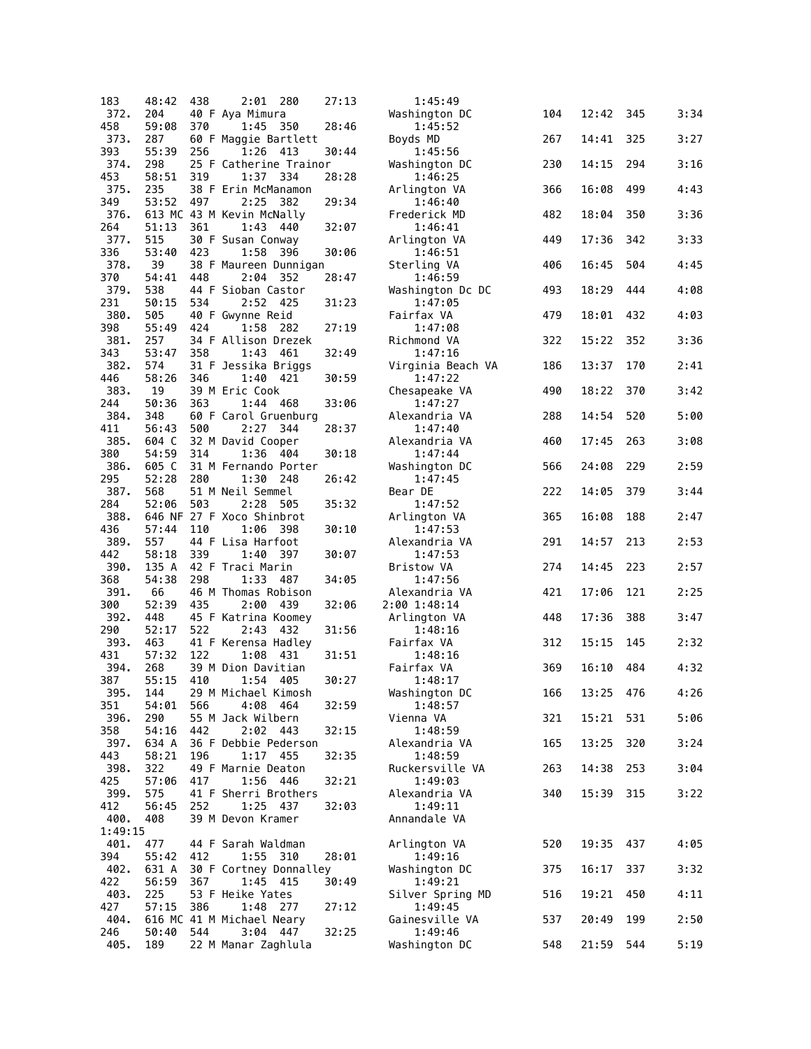```
183    48:42  438    2:01  280     27:13         1:45:49
 372.  204    40 F Aya Mimura                   Washington DC         104   12:42  345     3:34
458    59:08  370    1:45  350     28:46         1:45:52
 373.  287    60 F Maggie Bartlett              Boyds MD              267   14:41  325     3:27
393    55:39  256    1:26  413     30:44         1:45:56
 374.  298    25 F Catherine Trainor            Washington DC         230   14:15  294     3:16
453    58:51  319    1:37  334     28:28         1:46:25
 375.  235    38 F Erin McManamon               Arlington VA          366   16:08  499     4:43
349    53:52  497    2:25  382     29:34         1:46:40
 376.  613 MC 43 M Kevin McNally                Frederick MD          482   18:04  350     3:36
264    51:13  361    1:43  440     32:07         1:46:41
 377.  515    30 F Susan Conway                 Arlington VA          449   17:36  342     3:33
336    53:40  423    1:58  396     30:06         1:46:51
 378.   39    38 F Maureen Dunnigan             Sterling VA           406   16:45  504     4:45
370    54:41  448    2:04  352     28:47         1:46:59
 379.  538    44 F Sioban Castor                Washington Dc DC      493   18:29  444     4:08
231    50:15  534    2:52  425     31:23         1:47:05
 380.  505    40 F Gwynne Reid                  Fairfax VA            479   18:01  432     4:03
398    55:49  424    1:58  282     27:19         1:47:08
 381.  257    34 F Allison Drezek               Richmond VA           322   15:22  352     3:36
343    53:47  358    1:43  461     32:49         1:47:16
 382.  574    31 F Jessika Briggs               Virginia Beach VA     186   13:37  170     2:41
446    58:26  346    1:40  421     30:59         1:47:22
 383.   19    39 M Eric Cook                    Chesapeake VA         490   18:22  370     3:42
244    50:36  363    1:44  468     33:06         1:47:27
 384.  348    60 F Carol Gruenburg              Alexandria VA         288   14:54  520     5:00
411    56:43  500    2:27  344     28:37         1:47:40
 385.  604 C  32 M David Cooper                 Alexandria VA         460   17:45  263     3:08
380    54:59  314    1:36  404     30:18         1:47:44
 386.  605 C  31 M Fernando Porter              Washington DC         566   24:08  229     2:59
295    52:28  280    1:30  248     26:42         1:47:45
 387.  568    51 M Neil Semmel                  Bear DE               222   14:05  379     3:44
284    52:06  503    2:28  505     35:32         1:47:52
 388.  646 NF 27 F Xoco Shinbrot                Arlington VA          365   16:08  188     2:47
436    57:44  110    1:06  398     30:10         1:47:53
 389.  557    44 F Lisa Harfoot                 Alexandria VA         291   14:57  213     2:53
442    58:18  339    1:40  397     30:07         1:47:53
 390.  135 A  42 F Traci Marin                  Bristow VA            274   14:45  223     2:57
368    54:38  298    1:33  487     34:05         1:47:56
 391.   66    46 M Thomas Robison               Alexandria VA         421   17:06  121     2:25
300    52:39  435    2:00  439     32:06      2:00 1:48:14
 392.  448    45 F Katrina Koomey               Arlington VA          448   17:36  388     3:47
290    52:17  522    2:43  432     31:56         1:48:16
 393.  463    41 F Kerensa Hadley               Fairfax VA            312   15:15  145     2:32
431    57:32  122    1:08  431     31:51         1:48:16
 394.  268    39 M Dion Davitian                Fairfax VA            369   16:10  484     4:32
387    55:15  410    1:54  405     30:27         1:48:17
 395.  144    29 M Michael Kimosh               Washington DC         166   13:25  476     4:26
351    54:01  566    4:08  464     32:59         1:48:57
 396.  290    55 M Jack Wilbern                 Vienna VA             321   15:21  531     5:06
358    54:16  442    2:02  443     32:15         1:48:59
 397.  634 A  36 F Debbie Pederson              Alexandria VA         165   13:25  320     3:24
443    58:21  196    1:17  455     32:35         1:48:59
 398.  322    49 F Marnie Deaton                Ruckersville VA       263   14:38  253     3:04
425    57:06  417    1:56  446     32:21         1:49:03
 399.  575    41 F Sherri Brothers              Alexandria VA         340   15:39  315     3:22
412    56:45  252    1:25  437     32:03         1:49:11
 400.  408    39 M Devon Kramer                 Annandale VA
1:49:15
 401.  477    44 F Sarah Waldman                Arlington VA          520   19:35  437     4:05
394    55:42  412    1:55  310     28:01         1:49:16
 402.  631 A  30 F Cortney Donnalley            Washington DC         375   16:17  337     3:32
422    56:59  367    1:45  415     30:49         1:49:21
 403.  225    53 F Heike Yates                  Silver Spring MD      516   19:21  450     4:11
427    57:15  386    1:48  277     27:12         1:49:45
 404.  616 MC 41 M Michael Neary                Gainesville VA        537   20:49  199     2:50
246    50:40  544    3:04  447     32:25         1:49:46
 405.  189    22 M Manar Zaghlula               Washington DC         548   21:59  544     5:19
```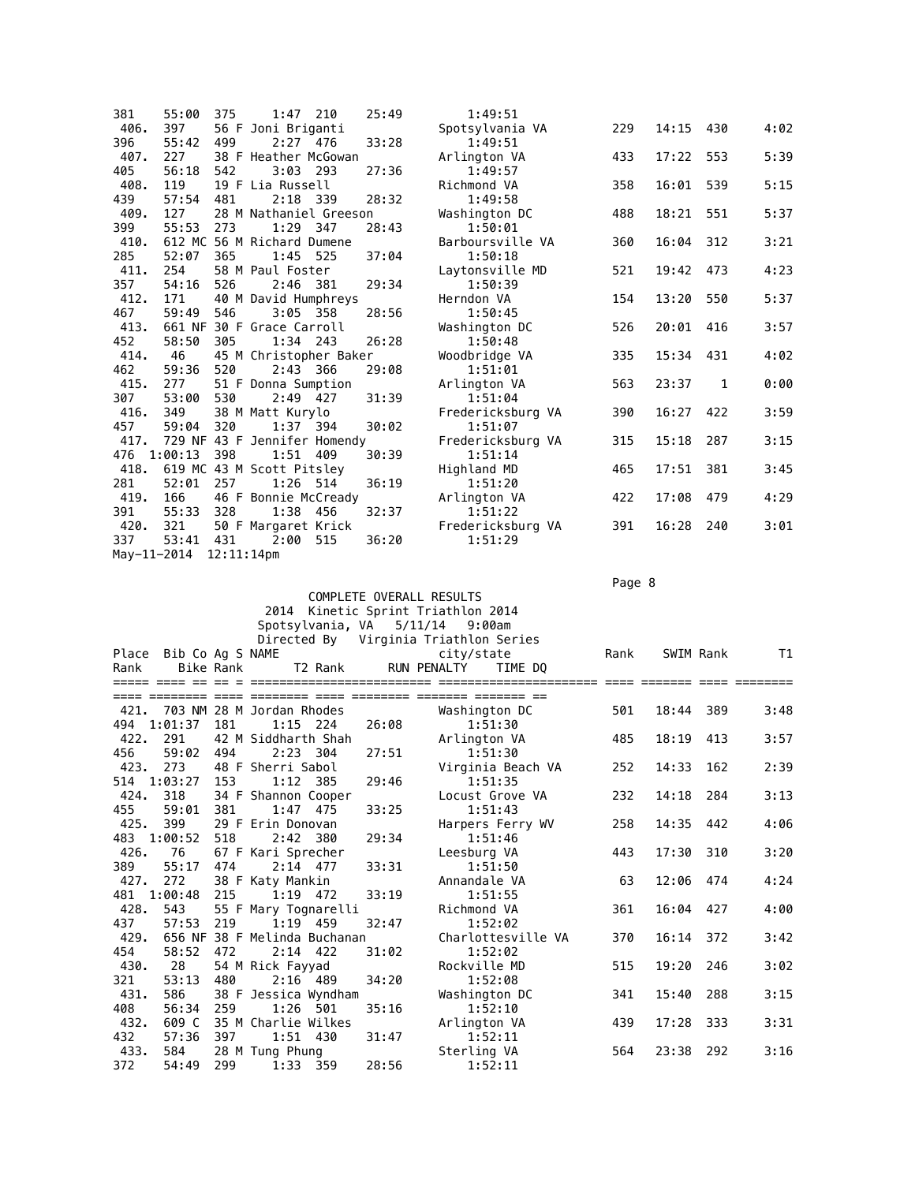| Place | Bib | Co | Ag | S | NAME | city/state | Rank | SWIM | Rank | T1 | Bike | Rank | T2 | Rank | RUN | PENALTY | TIME | DQ |
|---|---|---|---|---|---|---|---|---|---|---|---|---|---|---|---|---|---|---|
| | | | | | | | | | | | 381 55:00 | 375 | 1:47 | 210 | 25:49 | | 1:49:51 | |
| 406. | 397 | | 56 | F | Joni Briganti | Spotsylvania VA | 229 | 14:15 | 430 | 4:02 | 396 55:42 | 499 | 2:27 | 476 | 33:28 | | 1:49:51 | |
| 407. | 227 | | 38 | F | Heather McGowan | Arlington VA | 433 | 17:22 | 553 | 5:39 | 405 56:18 | 542 | 3:03 | 293 | 27:36 | | 1:49:57 | |
| 408. | 119 | | 19 | F | Lia Russell | Richmond VA | 358 | 16:01 | 539 | 5:15 | 439 57:54 | 481 | 2:18 | 339 | 28:32 | | 1:49:58 | |
| 409. | 127 | | 28 | M | Nathaniel Greeson | Washington DC | 488 | 18:21 | 551 | 5:37 | 399 55:53 | 273 | 1:29 | 347 | 28:43 | | 1:50:01 | |
| 410. | 612 | MC | 56 | M | Richard Dumene | Barboursville VA | 360 | 16:04 | 312 | 3:21 | 285 52:07 | 365 | 1:45 | 525 | 37:04 | | 1:50:18 | |
| 411. | 254 | | 58 | M | Paul Foster | Laytonsville MD | 521 | 19:42 | 473 | 4:23 | 357 54:16 | 526 | 2:46 | 381 | 29:34 | | 1:50:39 | |
| 412. | 171 | | 40 | M | David Humphreys | Herndon VA | 154 | 13:20 | 550 | 5:37 | 467 59:49 | 546 | 3:05 | 358 | 28:56 | | 1:50:45 | |
| 413. | 661 | NF | 30 | F | Grace Carroll | Washington DC | 526 | 20:01 | 416 | 3:57 | 452 58:50 | 305 | 1:34 | 243 | 26:28 | | 1:50:48 | |
| 414. | 46 | | 45 | M | Christopher Baker | Woodbridge VA | 335 | 15:34 | 431 | 4:02 | 462 59:36 | 520 | 2:43 | 366 | 29:08 | | 1:51:01 | |
| 415. | 277 | | 51 | F | Donna Sumption | Arlington VA | 563 | 23:37 | 1 | 0:00 | 307 53:00 | 530 | 2:49 | 427 | 31:39 | | 1:51:04 | |
| 416. | 349 | | 38 | M | Matt Kurylo | Fredericksburg VA | 390 | 16:27 | 422 | 3:59 | 457 59:04 | 320 | 1:37 | 394 | 30:02 | | 1:51:07 | |
| 417. | 729 | NF | 43 | F | Jennifer Homendy | Fredericksburg VA | 315 | 15:18 | 287 | 3:15 | 476 1:00:13 | 398 | 1:51 | 409 | 30:39 | | 1:51:14 | |
| 418. | 619 | MC | 43 | M | Scott Pitsley | Highland MD | 465 | 17:51 | 381 | 3:45 | 281 52:01 | 257 | 1:26 | 514 | 36:19 | | 1:51:20 | |
| 419. | 166 | | 46 | F | Bonnie McCready | Arlington VA | 422 | 17:08 | 479 | 4:29 | 391 55:33 | 328 | 1:38 | 456 | 32:37 | | 1:51:22 | |
| 420. | 321 | | 50 | F | Margaret Krick | Fredericksburg VA | 391 | 16:28 | 240 | 3:01 | 337 53:41 | 431 | 2:00 | 515 | 36:20 | | 1:51:29 | |

May-11-2014 12:11:14pm

COMPLETE OVERALL RESULTS
2014 Kinetic Sprint Triathlon 2014
Spotsylvania, VA 5/11/14 9:00am
Directed By Virginia Triathlon Series

| Place | Bib | Co | Ag | S | NAME | city/state | Rank | SWIM | Rank | T1 | Rank | Bike | Rank | T2 | Rank | RUN | PENALTY | TIME | DQ |
|---|---|---|---|---|---|---|---|---|---|---|---|---|---|---|---|---|---|---|---|
| 421. | 703 | NM | 28 | M | Jordan Rhodes | Washington DC | 501 | 18:44 | 389 | 3:48 | 494 | 1:01:37 | 181 | 1:15 | 224 | 26:08 | | 1:51:30 | |
| 422. | 291 | | 42 | M | Siddharth Shah | Arlington VA | 485 | 18:19 | 413 | 3:57 | 456 | 59:02 | 494 | 2:23 | 304 | 27:51 | | 1:51:30 | |
| 423. | 273 | | 48 | F | Sherri Sabol | Virginia Beach VA | 252 | 14:33 | 162 | 2:39 | 514 | 1:03:27 | 153 | 1:12 | 385 | 29:46 | | 1:51:35 | |
| 424. | 318 | | 34 | F | Shannon Cooper | Locust Grove VA | 232 | 14:18 | 284 | 3:13 | 455 | 59:01 | 381 | 1:47 | 475 | 33:25 | | 1:51:43 | |
| 425. | 399 | | 29 | F | Erin Donovan | Harpers Ferry WV | 258 | 14:35 | 442 | 4:06 | 483 | 1:00:52 | 518 | 2:42 | 380 | 29:34 | | 1:51:46 | |
| 426. | 76 | | 67 | F | Kari Sprecher | Leesburg VA | 443 | 17:30 | 310 | 3:20 | 389 | 55:17 | 474 | 2:14 | 477 | 33:31 | | 1:51:50 | |
| 427. | 272 | | 38 | F | Katy Mankin | Annandale VA | 63 | 12:06 | 474 | 4:24 | 481 | 1:00:48 | 215 | 1:19 | 472 | 33:19 | | 1:51:55 | |
| 428. | 543 | | 55 | F | Mary Tognarelli | Richmond VA | 361 | 16:04 | 427 | 4:00 | 437 | 57:53 | 219 | 1:19 | 459 | 32:47 | | 1:52:02 | |
| 429. | 656 | NF | 38 | F | Melinda Buchanan | Charlottesville VA | 370 | 16:14 | 372 | 3:42 | 454 | 58:52 | 472 | 2:14 | 422 | 31:02 | | 1:52:02 | |
| 430. | 28 | | 54 | M | Rick Fayyad | Rockville MD | 515 | 19:20 | 246 | 3:02 | 321 | 53:13 | 480 | 2:16 | 489 | 34:20 | | 1:52:08 | |
| 431. | 586 | | 38 | F | Jessica Wyndham | Washington DC | 341 | 15:40 | 288 | 3:15 | 408 | 56:34 | 259 | 1:26 | 501 | 35:16 | | 1:52:10 | |
| 432. | 609 | C | 35 | M | Charlie Wilkes | Arlington VA | 439 | 17:28 | 333 | 3:31 | 432 | 57:36 | 397 | 1:51 | 430 | 31:47 | | 1:52:11 | |
| 433. | 584 | | 28 | M | Tung Phung | Sterling VA | 564 | 23:38 | 292 | 3:16 | 372 | 54:49 | 299 | 1:33 | 359 | 28:56 | | 1:52:11 | |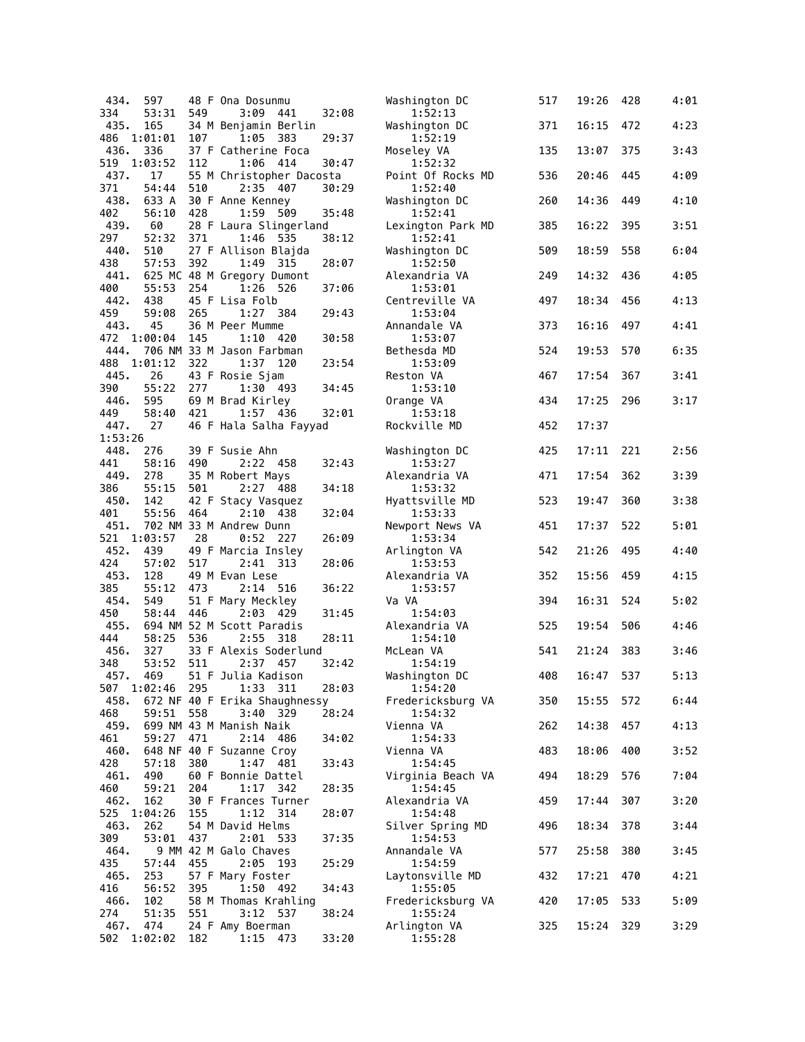```
 434.  597     48 F Ona Dosunmu                       Washington DC         517   19:26  428        4:01
334    53:31  549     3:09  441      32:08              1:52:13
 435.  165     34 M Benjamin Berlin                   Washington DC         371   16:15  472        4:23
486  1:01:01  107     1:05  383      29:37              1:52:19
 436.  336     37 F Catherine Foca                    Moseley VA            135   13:07  375        3:43
519  1:03:52  112     1:06  414      30:47              1:52:32
 437.   17     55 M Christopher Dacosta               Point Of Rocks MD     536   20:46  445        4:09
371    54:44  510     2:35  407      30:29              1:52:40
 438.  633 A   30 F Anne Kenney                       Washington DC         260   14:36  449        4:10
402    56:10  428     1:59  509      35:48              1:52:41
 439.   60     28 F Laura Slingerland                 Lexington Park MD     385   16:22  395        3:51
297    52:32  371     1:46  535      38:12              1:52:41
 440.  510     27 F Allison Blajda                    Washington DC         509   18:59  558        6:04
438    57:53  392     1:49  315      28:07              1:52:50
 441.  625 MC 48 M Gregory Dumont                     Alexandria VA         249   14:32  436        4:05
400    55:53  254     1:26  526      37:06              1:53:01
 442.  438     45 F Lisa Folb                         Centreville VA        497   18:34  456        4:13
459    59:08  265     1:27  384      29:43              1:53:04
 443.   45     36 M Peer Mumme                        Annandale VA          373   16:16  497        4:41
472  1:00:04  145     1:10  420      30:58              1:53:07
 444.  706 NM 33 M Jason Farbman                      Bethesda MD           524   19:53  570        6:35
488  1:01:12  322     1:37  120      23:54              1:53:09
 445.   26     43 F Rosie Sjam                        Reston VA             467   17:54  367        3:41
390    55:22  277     1:30  493      34:45              1:53:10
 446.  595     69 M Brad Kirley                       Orange VA             434   17:25  296        3:17
449    58:40  421     1:57  436      32:01              1:53:18
 447.   27     46 F Hala Salha Fayyad                 Rockville MD          452   17:37
1:53:26
 448.  276     39 F Susie Ahn                         Washington DC         425   17:11  221        2:56
441    58:16  490     2:22  458      32:43              1:53:27
 449.  278     35 M Robert Mays                       Alexandria VA         471   17:54  362        3:39
386    55:15  501     2:27  488      34:18              1:53:32
 450.  142     42 F Stacy Vasquez                     Hyattsville MD        523   19:47  360        3:38
401    55:56  464     2:10  438      32:04              1:53:33
 451.  702 NM 33 M Andrew Dunn                        Newport News VA       451   17:37  522        5:01
521  1:03:57   28     0:52  227      26:09              1:53:34
 452.  439     49 F Marcia Insley                     Arlington VA          542   21:26  495        4:40
424    57:02  517     2:41  313      28:06              1:53:53
 453.  128     49 M Evan Lese                         Alexandria VA         352   15:56  459        4:15
385    55:12  473     2:14  516      36:22              1:53:57
 454.  549     51 F Mary Meckley                      Va VA                 394   16:31  524        5:02
450    58:44  446     2:03  429      31:45              1:54:03
 455.  694 NM 52 M Scott Paradis                      Alexandria VA         525   19:54  506        4:46
444    58:25  536     2:55  318      28:11              1:54:10
 456.  327     33 F Alexis Soderlund                  McLean VA             541   21:24  383        3:46
348    53:52  511     2:37  457      32:42              1:54:19
 457.  469     51 F Julia Kadison                     Washington DC         408   16:47  537        5:13
507  1:02:46  295     1:33  311      28:03              1:54:20
 458.  672 NF 40 F Erika Shaughnessy                  Fredericksburg VA     350   15:55  572        6:44
468    59:51  558     3:40  329      28:24              1:54:32
 459.  699 NM 43 M Manish Naik                        Vienna VA             262   14:38  457        4:13
461    59:27  471     2:14  486      34:02              1:54:33
 460.  648 NF 40 F Suzanne Croy                       Vienna VA             483   18:06  400        3:52
428    57:18  380     1:47  481      33:43              1:54:45
 461.  490     60 F Bonnie Dattel                     Virginia Beach VA     494   18:29  576        7:04
460    59:21  204     1:17  342      28:35              1:54:45
 462.  162     30 F Frances Turner                    Alexandria VA         459   17:44  307        3:20
525  1:04:26  155     1:12  314      28:07              1:54:48
 463.  262     54 M David Helms                       Silver Spring MD      496   18:34  378        3:44
309    53:01  437     2:01  533      37:35              1:54:53
 464.    9 MM 42 M Galo Chaves                        Annandale VA          577   25:58  380        3:45
435    57:44  455     2:05  193      25:29              1:54:59
 465.  253     57 F Mary Foster                       Laytonsville MD       432   17:21  470        4:21
416    56:52  395     1:50  492      34:43              1:55:05
 466.  102     58 M Thomas Krahling                   Fredericksburg VA     420   17:05  533        5:09
274    51:35  551     3:12  537      38:24              1:55:24
 467.  474     24 F Amy Boerman                       Arlington VA          325   15:24  329        3:29
502  1:02:02  182     1:15  473      33:20              1:55:28
```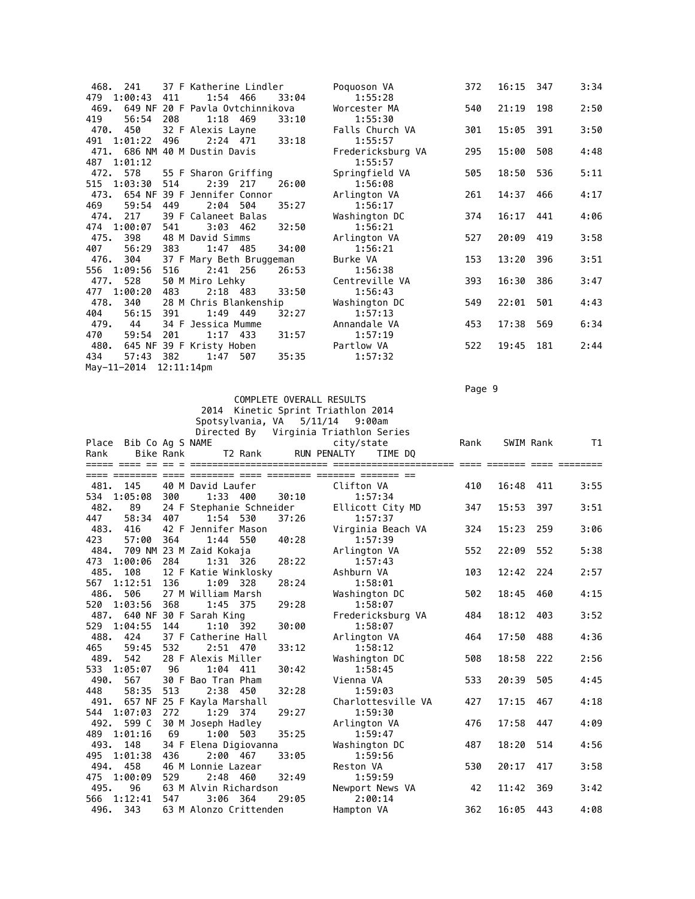| Place | Bib | Co | Ag | S | NAME | city/state | Rank | SWIM | Rank | T1 | Rank | Bike | Rank | T2 | Rank | RUN | PENALTY | TIME | DQ |
|---|---|---|---|---|---|---|---|---|---|---|---|---|---|---|---|---|---|---|---|
| 468. | 241 | | 37 | F | Katherine Lindler | Poquoson VA | 372 | 16:15 | 347 | 3:34 | 479 | 1:00:43 | 411 | 1:54 | 466 | 33:04 | | 1:55:28 | |
| 469. | 649 | NF | 20 | F | Pavla Ovtchinnikova | Worcester MA | 540 | 21:19 | 198 | 2:50 | 419 | 56:54 | 208 | 1:18 | 469 | 33:10 | | 1:55:30 | |
| 470. | 450 | | 32 | F | Alexis Layne | Falls Church VA | 301 | 15:05 | 391 | 3:50 | 491 | 1:01:22 | 496 | 2:24 | 471 | 33:18 | | 1:55:57 | |
| 471. | 686 | NM | 40 | M | Dustin Davis | Fredericksburg VA | 295 | 15:00 | 508 | 4:48 | 487 | 1:01:12 | | | | | | 1:55:57 | |
| 472. | 578 | | 55 | F | Sharon Griffing | Springfield VA | 505 | 18:50 | 536 | 5:11 | 515 | 1:03:30 | 514 | 2:39 | 217 | 26:00 | | 1:56:08 | |
| 473. | 654 | NF | 39 | F | Jennifer Connor | Arlington VA | 261 | 14:37 | 466 | 4:17 | 469 | 59:54 | 449 | 2:04 | 504 | 35:27 | | 1:56:17 | |
| 474. | 217 | | 39 | F | Calaneet Balas | Washington DC | 374 | 16:17 | 441 | 4:06 | 474 | 1:00:07 | 541 | 3:03 | 462 | 32:50 | | 1:56:21 | |
| 475. | 398 | | 48 | M | David Simms | Arlington VA | 527 | 20:09 | 419 | 3:58 | 407 | 56:29 | 383 | 1:47 | 485 | 34:00 | | 1:56:21 | |
| 476. | 304 | | 37 | F | Mary Beth Bruggeman | Burke VA | 153 | 13:20 | 396 | 3:51 | 556 | 1:09:56 | 516 | 2:41 | 256 | 26:53 | | 1:56:38 | |
| 477. | 528 | | 50 | M | Miro Lehky | Centreville VA | 393 | 16:30 | 386 | 3:47 | 477 | 1:00:20 | 483 | 2:18 | 483 | 33:50 | | 1:56:43 | |
| 478. | 340 | | 28 | M | Chris Blankenship | Washington DC | 549 | 22:01 | 501 | 4:43 | 404 | 56:15 | 391 | 1:49 | 449 | 32:27 | | 1:57:13 | |
| 479. | 44 | | 34 | F | Jessica Mumme | Annandale VA | 453 | 17:38 | 569 | 6:34 | 470 | 59:54 | 201 | 1:17 | 433 | 31:57 | | 1:57:19 | |
| 480. | 645 | NF | 39 | F | Kristy Hoben | Partlow VA | 522 | 19:45 | 181 | 2:44 | 434 | 57:43 | 382 | 1:47 | 507 | 35:35 | | 1:57:32 | |

May-11-2014 12:11:14pm

COMPLETE OVERALL RESULTS
2014 Kinetic Sprint Triathlon 2014
Spotsylvania, VA 5/11/14 9:00am
Directed By Virginia Triathlon Series

| Place | Bib | Co | Ag | S | NAME | city/state | Rank | SWIM | Rank | T1 | Rank | Bike | Rank | T2 | Rank | RUN | PENALTY | TIME | DQ |
|---|---|---|---|---|---|---|---|---|---|---|---|---|---|---|---|---|---|---|---|
| 481. | 145 | | 40 | M | David Laufer | Clifton VA | 410 | 16:48 | 411 | 3:55 | 534 | 1:05:08 | 300 | 1:33 | 400 | 30:10 | | 1:57:34 | |
| 482. | 89 | | 24 | F | Stephanie Schneider | Ellicott City MD | 347 | 15:53 | 397 | 3:51 | 447 | 58:34 | 407 | 1:54 | 530 | 37:26 | | 1:57:37 | |
| 483. | 416 | | 42 | F | Jennifer Mason | Virginia Beach VA | 324 | 15:23 | 259 | 3:06 | 423 | 57:00 | 364 | 1:44 | 550 | 40:28 | | 1:57:39 | |
| 484. | 709 | NM | 23 | M | Zaid Kokaja | Arlington VA | 552 | 22:09 | 552 | 5:38 | 473 | 1:00:06 | 284 | 1:31 | 326 | 28:22 | | 1:57:43 | |
| 485. | 108 | | 12 | F | Katie Winklosky | Ashburn VA | 103 | 12:42 | 224 | 2:57 | 567 | 1:12:51 | 136 | 1:09 | 328 | 28:24 | | 1:58:01 | |
| 486. | 506 | | 27 | M | William Marsh | Washington DC | 502 | 18:45 | 460 | 4:15 | 520 | 1:03:56 | 368 | 1:45 | 375 | 29:28 | | 1:58:07 | |
| 487. | 640 | NF | 30 | F | Sarah King | Fredericksburg VA | 484 | 18:12 | 403 | 3:52 | 529 | 1:04:55 | 144 | 1:10 | 392 | 30:00 | | 1:58:07 | |
| 488. | 424 | | 37 | F | Catherine Hall | Arlington VA | 464 | 17:50 | 488 | 4:36 | 465 | 59:45 | 532 | 2:51 | 470 | 33:12 | | 1:58:12 | |
| 489. | 542 | | 28 | F | Alexis Miller | Washington DC | 508 | 18:58 | 222 | 2:56 | 533 | 1:05:07 | 96 | 1:04 | 411 | 30:42 | | 1:58:45 | |
| 490. | 567 | | 30 | F | Bao Tran Pham | Vienna VA | 533 | 20:39 | 505 | 4:45 | 448 | 58:35 | 513 | 2:38 | 450 | 32:28 | | 1:59:03 | |
| 491. | 657 | NF | 25 | F | Kayla Marshall | Charlottesville VA | 427 | 17:15 | 467 | 4:18 | 544 | 1:07:03 | 272 | 1:29 | 374 | 29:27 | | 1:59:30 | |
| 492. | 599 | C | 30 | M | Joseph Hadley | Arlington VA | 476 | 17:58 | 447 | 4:09 | 489 | 1:01:16 | 69 | 1:00 | 503 | 35:25 | | 1:59:47 | |
| 493. | 148 | | 34 | F | Elena Digiovanna | Washington DC | 487 | 18:20 | 514 | 4:56 | 495 | 1:01:38 | 436 | 2:00 | 467 | 33:05 | | 1:59:56 | |
| 494. | 458 | | 46 | M | Lonnie Lazear | Reston VA | 530 | 20:17 | 417 | 3:58 | 475 | 1:00:09 | 529 | 2:48 | 460 | 32:49 | | 1:59:59 | |
| 495. | 96 | | 63 | M | Alvin Richardson | Newport News VA | 42 | 11:42 | 369 | 3:42 | 566 | 1:12:41 | 547 | 3:06 | 364 | 29:05 | | 2:00:14 | |
| 496. | 343 | | 63 | M | Alonzo Crittenden | Hampton VA | 362 | 16:05 | 443 | 4:08 | | | | | | | | | |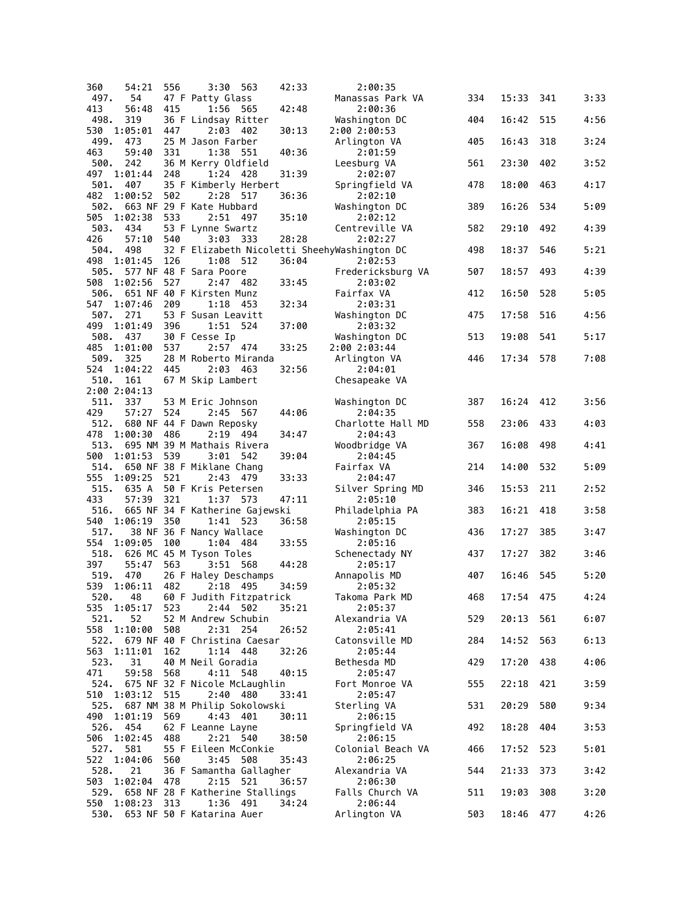```
360    54:21  556    3:30  563     42:33          2:00:35
 497.   54    47 F Patty Glass                  Manassas Park VA       334   15:33  341     3:33
413    56:48  415    1:56  565     42:48          2:00:36
 498.  319    36 F Lindsay Ritter               Washington DC          404   16:42  515     4:56
530  1:05:01  447    2:03  402     30:13        2:00 2:00:53
 499.  473    25 M Jason Farber                 Arlington VA           405   16:43  318     3:24
463    59:40  331    1:38  551     40:36          2:01:59
 500.  242    36 M Kerry Oldfield               Leesburg VA            561   23:30  402     3:52
497  1:01:44  248    1:24  428     31:39          2:02:07
 501.  407    35 F Kimberly Herbert             Springfield VA         478   18:00  463     4:17
482  1:00:52  502    2:28  517     36:36          2:02:10
 502.  663 NF 29 F Kate Hubbard                 Washington DC          389   16:26  534     5:09
505  1:02:38  533    2:51  497     35:10          2:02:12
 503.  434    53 F Lynne Swartz                 Centreville VA         582   29:10  492     4:39
426    57:10  540    3:03  333     28:28          2:02:27
 504.  498    32 F Elizabeth Nicoletti SheehyWashington DC        498   18:37  546     5:21
498  1:01:45  126    1:08  512     36:04          2:02:53
 505.  577 NF 48 F Sara Poore                   Fredericksburg VA      507   18:57  493     4:39
508  1:02:56  527    2:47  482     33:45          2:03:02
 506.  651 NF 40 F Kirsten Munz                 Fairfax VA             412   16:50  528     5:05
547  1:07:46  209    1:18  453     32:34          2:03:31
 507.  271    53 F Susan Leavitt                Washington DC          475   17:58  516     4:56
499  1:01:49  396    1:51  524     37:00          2:03:32
 508.  437    30 F Cesse Ip                     Washington DC          513   19:08  541     5:17
485  1:01:00  537    2:57  474     33:25        2:00 2:03:44
 509.  325    28 M Roberto Miranda              Arlington VA           446   17:34  578     7:08
524  1:04:22  445    2:03  463     32:56          2:04:01
 510.  161    67 M Skip Lambert                 Chesapeake VA
2:00 2:04:13
 511.  337    53 M Eric Johnson                 Washington DC          387   16:24  412     3:56
429    57:27  524    2:45  567     44:06          2:04:35
 512.  680 NF 44 F Dawn Reposky                 Charlotte Hall MD      558   23:06  433     4:03
478  1:00:30  486    2:19  494     34:47          2:04:43
 513.  695 NM 39 M Mathais Rivera               Woodbridge VA          367   16:08  498     4:41
500  1:01:53  539    3:01  542     39:04          2:04:45
 514.  650 NF 38 F Miklane Chang                Fairfax VA             214   14:00  532     5:09
555  1:09:25  521    2:43  479     33:33          2:04:47
 515.  635 A  50 F Kris Petersen                Silver Spring MD       346   15:53  211     2:52
433    57:39  321    1:37  573     47:11          2:05:10
 516.  665 NF 34 F Katherine Gajewski           Philadelphia PA        383   16:21  418     3:58
540  1:06:19  350    1:41  523     36:58          2:05:15
 517.   38 NF 36 F Nancy Wallace                Washington DC          436   17:27  385     3:47
554  1:09:05  100    1:04  484     33:55          2:05:16
 518.  626 MC 45 M Tyson Toles                  Schenectady NY         437   17:27  382     3:46
397    55:47  563    3:51  568     44:28          2:05:17
 519.  470    26 F Haley Deschamps              Annapolis MD           407   16:46  545     5:20
539  1:06:11  482    2:18  495     34:59          2:05:32
 520.   48    60 F Judith Fitzpatrick           Takoma Park MD         468   17:54  475     4:24
535  1:05:17  523    2:44  502     35:21          2:05:37
 521.   52    52 M Andrew Schubin               Alexandria VA          529   20:13  561     6:07
558  1:10:00  508    2:31  254     26:52          2:05:41
 522.  679 NF 40 F Christina Caesar             Catonsville MD         284   14:52  563     6:13
563  1:11:01  162    1:14  448     32:26          2:05:44
 523.   31    40 M Neil Goradia                 Bethesda MD            429   17:20  438     4:06
471    59:58  568    4:11  548     40:15          2:05:47
 524.  675 NF 32 F Nicole McLaughlin            Fort Monroe VA         555   22:18  421     3:59
510  1:03:12  515    2:40  480     33:41          2:05:47
 525.  687 NM 38 M Philip Sokolowski            Sterling VA            531   20:29  580     9:34
490  1:01:19  569    4:43  401     30:11          2:06:15
 526.  454    62 F Leanne Layne                 Springfield VA         492   18:28  404     3:53
506  1:02:45  488    2:21  540     38:50          2:06:15
 527.  581    55 F Eileen McConkie              Colonial Beach VA      466   17:52  523     5:01
522  1:04:06  560    3:45  508     35:43          2:06:25
 528.   21    36 F Samantha Gallagher           Alexandria VA          544   21:33  373     3:42
503  1:02:04  478    2:15  521     36:57          2:06:30
 529.  658 NF 28 F Katherine Stallings          Falls Church VA        511   19:03  308     3:20
550  1:08:23  313    1:36  491     34:24          2:06:44
 530.  653 NF 50 F Katarina Auer                Arlington VA           503   18:46  477     4:26
```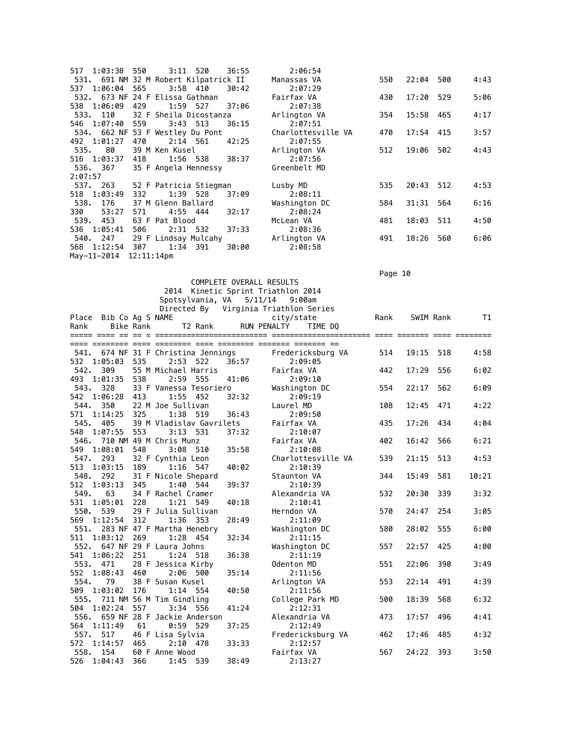| Place | Bib | Co | Ag | S | NAME | city/state | Rank | SWIM | Rank | T1 | Rank | Bike | Rank | T2 | Rank | RUN | PENALTY | TIME | DQ |
|---|---|---|---|---|---|---|---|---|---|---|---|---|---|---|---|---|---|---|---|
| | | | | | | | | | | | 517 | 1:03:38 | 550 | 3:11 | 520 | 36:55 | | 2:06:54 | |
| 531. | 691 | NM | 32 | M | Robert Kilpatrick II | Manassas VA | 550 | 22:04 | 500 | 4:43 | 537 | 1:06:04 | 565 | 3:58 | 410 | 30:42 | | 2:07:29 | |
| 532. | 673 | NF | 24 | F | Elissa Gathman | Fairfax VA | 430 | 17:20 | 529 | 5:06 | 538 | 1:06:09 | 429 | 1:59 | 527 | 37:06 | | 2:07:38 | |
| 533. | 110 | | 32 | F | Sheila Dicostanza | Arlington VA | 354 | 15:58 | 465 | 4:17 | 546 | 1:07:40 | 559 | 3:43 | 513 | 36:15 | | 2:07:51 | |
| 534. | 662 | NF | 53 | F | Westley Du Pont | Charlottesville VA | 470 | 17:54 | 415 | 3:57 | 492 | 1:01:27 | 470 | 2:14 | 561 | 42:25 | | 2:07:55 | |
| 535. | 80 | | 39 | M | Ken Kusel | Arlington VA | 512 | 19:06 | 502 | 4:43 | 516 | 1:03:37 | 418 | 1:56 | 538 | 38:37 | | 2:07:56 | |
| 536. | 367 | | 35 | F | Angela Hennessy | Greenbelt MD | | | | | | | | | | | | 2:07:57 | |
| 537. | 263 | | 52 | F | Patricia Stiegman | Lusby MD | 535 | 20:43 | 512 | 4:53 | 518 | 1:03:49 | 332 | 1:39 | 528 | 37:09 | | 2:08:11 | |
| 538. | 176 | | 37 | M | Glenn Ballard | Washington DC | 584 | 31:31 | 564 | 6:16 | 330 | 53:27 | 571 | 4:55 | 444 | 32:17 | | 2:08:24 | |
| 539. | 453 | | 63 | F | Pat Blood | McLean VA | 481 | 18:03 | 511 | 4:50 | 536 | 1:05:41 | 506 | 2:31 | 532 | 37:33 | | 2:08:36 | |
| 540. | 247 | | 29 | F | Lindsay Mulcahy | Arlington VA | 491 | 18:26 | 560 | 6:06 | 568 | 1:12:54 | 307 | 1:34 | 391 | 30:00 | | 2:08:58 | |
| 541. | 674 | NF | 31 | F | Christina Jennings | Fredericksburg VA | 514 | 19:15 | 518 | 4:58 | 532 | 1:05:03 | 535 | 2:53 | 522 | 36:57 | | 2:09:05 | |
| 542. | 309 | | 55 | M | Michael Harris | Fairfax VA | 442 | 17:29 | 556 | 6:02 | 493 | 1:01:35 | 538 | 2:59 | 555 | 41:06 | | 2:09:10 | |
| 543. | 328 | | 33 | F | Vanessa Tesoriero | Washington DC | 554 | 22:17 | 562 | 6:09 | 542 | 1:06:28 | 413 | 1:55 | 452 | 32:32 | | 2:09:19 | |
| 544. | 350 | | 22 | M | Joe Sullivan | Laurel MD | 108 | 12:45 | 471 | 4:22 | 571 | 1:14:25 | 325 | 1:38 | 519 | 36:43 | | 2:09:50 | |
| 545. | 405 | | 39 | M | Vladislav Gavrilets | Fairfax VA | 435 | 17:26 | 434 | 4:04 | 548 | 1:07:55 | 553 | 3:13 | 531 | 37:32 | | 2:10:07 | |
| 546. | 710 | NM | 49 | M | Chris Munz | Fairfax VA | 402 | 16:42 | 566 | 6:21 | 549 | 1:08:01 | 548 | 3:08 | 510 | 35:58 | | 2:10:08 | |
| 547. | 293 | | 32 | F | Cynthia Leon | Charlottesville VA | 539 | 21:15 | 513 | 4:53 | 513 | 1:03:15 | 189 | 1:16 | 547 | 40:02 | | 2:10:39 | |
| 548. | 292 | | 31 | F | Nicole Shepard | Staunton VA | 344 | 15:49 | 581 | 10:21 | 512 | 1:03:13 | 345 | 1:40 | 544 | 39:37 | | 2:10:39 | |
| 549. | 63 | | 34 | F | Rachel Cramer | Alexandria VA | 532 | 20:30 | 339 | 3:32 | 531 | 1:05:01 | 228 | 1:21 | 549 | 40:18 | | 2:10:41 | |
| 550. | 539 | | 29 | F | Julia Sullivan | Herndon VA | 570 | 24:47 | 254 | 3:05 | 569 | 1:12:54 | 312 | 1:36 | 353 | 28:49 | | 2:11:09 | |
| 551. | 283 | NF | 47 | F | Martha Henebry | Washington DC | 580 | 28:02 | 555 | 6:00 | 511 | 1:03:12 | 269 | 1:28 | 454 | 32:34 | | 2:11:15 | |
| 552. | 647 | NF | 29 | F | Laura Johns | Washington DC | 557 | 22:57 | 425 | 4:00 | 541 | 1:06:22 | 251 | 1:24 | 518 | 36:38 | | 2:11:19 | |
| 553. | 471 | | 28 | F | Jessica Kirby | Odenton MD | 551 | 22:06 | 390 | 3:49 | 552 | 1:08:43 | 460 | 2:06 | 500 | 35:14 | | 2:11:56 | |
| 554. | 79 | | 38 | F | Susan Kusel | Arlington VA | 553 | 22:14 | 491 | 4:39 | 509 | 1:03:02 | 176 | 1:14 | 554 | 40:50 | | 2:11:56 | |
| 555. | 711 | NM | 56 | M | Tim Gindling | College Park MD | 500 | 18:39 | 568 | 6:32 | 504 | 1:02:24 | 557 | 3:34 | 556 | 41:24 | | 2:12:31 | |
| 556. | 659 | NF | 28 | F | Jackie Anderson | Alexandria VA | 473 | 17:57 | 496 | 4:41 | 564 | 1:11:49 | 61 | 0:59 | 529 | 37:25 | | 2:12:49 | |
| 557. | 517 | | 46 | F | Lisa Sylvia | Fredericksburg VA | 462 | 17:46 | 485 | 4:32 | 572 | 1:14:57 | 465 | 2:10 | 478 | 33:33 | | 2:12:57 | |
| 558. | 154 | | 60 | F | Anne Wood | Fairfax VA | 567 | 24:22 | 393 | 3:50 | 526 | 1:04:43 | 366 | 1:45 | 539 | 38:49 | | 2:13:27 | |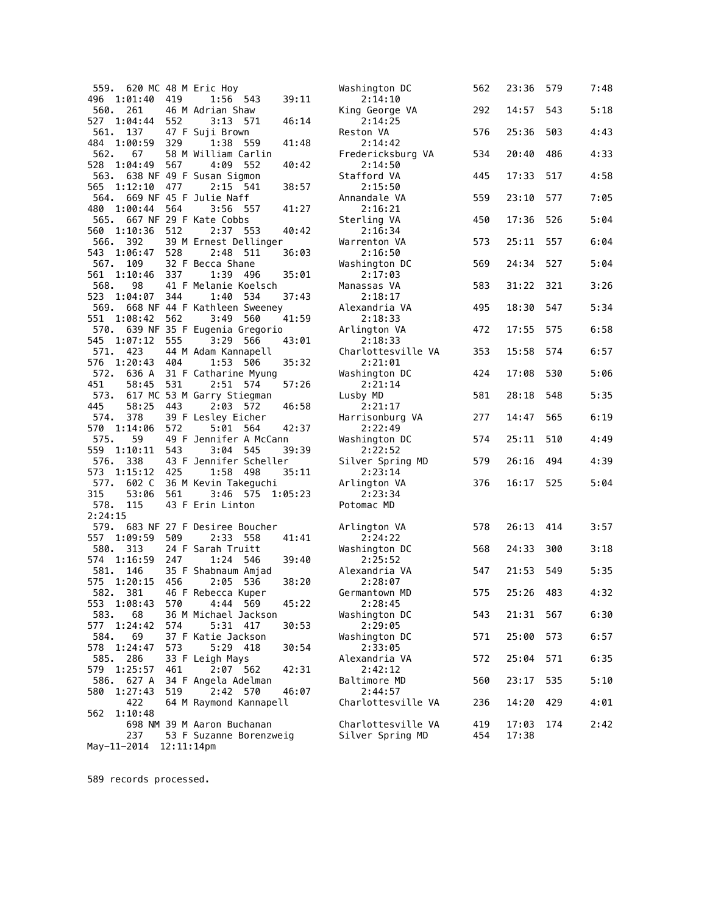```
 559.  620 MC 48 M Eric Hoy                      Washington DC         562   23:36  579     7:48
496  1:01:40  419     1:56  543      39:11          2:14:10
 560.  261     46 M Adrian Shaw                  King George VA        292   14:57  543     5:18
527  1:04:44  552     3:13  571      46:14          2:14:25
 561.  137     47 F Suji Brown                   Reston VA             576   25:36  503     4:43
484  1:00:59  329     1:38  559      41:48          2:14:42
 562.   67     58 M William Carlin               Fredericksburg VA     534   20:40  486     4:33
528  1:04:49  567     4:09  552      40:42          2:14:50
 563.  638 NF 49 F Susan Sigmon                  Stafford VA           445   17:33  517     4:58
565  1:12:10  477     2:15  541      38:57          2:15:50
 564.  669 NF 45 F Julie Naff                    Annandale VA          559   23:10  577     7:05
480  1:00:44  564     3:56  557      41:27          2:16:21
 565.  667 NF 29 F Kate Cobbs                    Sterling VA           450   17:36  526     5:04
560  1:10:36  512     2:37  553      40:42          2:16:34
 566.  392     39 M Ernest Dellinger             Warrenton VA          573   25:11  557     6:04
543  1:06:47  528     2:48  511      36:03          2:16:50
 567.  109     32 F Becca Shane                  Washington DC         569   24:34  527     5:04
561  1:10:46  337     1:39  496      35:01          2:17:03
 568.   98     41 F Melanie Koelsch              Manassas VA           583   31:22  321     3:26
523  1:04:07  344     1:40  534      37:43          2:18:17
 569.  668 NF 44 F Kathleen Sweeney              Alexandria VA         495   18:30  547     5:34
551  1:08:42  562     3:49  560      41:59          2:18:33
 570.  639 NF 35 F Eugenia Gregorio              Arlington VA          472   17:55  575     6:58
545  1:07:12  555     3:29  566      43:01          2:18:33
 571.  423     44 M Adam Kannapell               Charlottesville VA    353   15:58  574     6:57
576  1:20:43  404     1:53  506      35:32          2:21:01
 572.  636 A  31 F Catharine Myung               Washington DC         424   17:08  530     5:06
451    58:45  531     2:51  574      57:26          2:21:14
 573.  617 MC 53 M Garry Stiegman                Lusby MD              581   28:18  548     5:35
445    58:25  443     2:03  572      46:58          2:21:17
 574.  378     39 F Lesley Eicher                Harrisonburg VA       277   14:47  565     6:19
570  1:14:06  572     5:01  564      42:37          2:22:49
 575.   59     49 F Jennifer A McCann            Washington DC         574   25:11  510     4:49
559  1:10:11  543     3:04  545      39:39          2:22:52
 576.  338     43 F Jennifer Scheller            Silver Spring MD      579   26:16  494     4:39
573  1:15:12  425     1:58  498      35:11          2:23:14
 577.  602 C  36 M Kevin Takeguchi               Arlington VA          376   16:17  525     5:04
315    53:06  561     3:46  575  1:05:23          2:23:34
 578.  115     43 F Erin Linton                  Potomac MD
2:24:15
 579.  683 NF 27 F Desiree Boucher               Arlington VA          578   26:13  414     3:57
557  1:09:59  509     2:33  558      41:41          2:24:22
 580.  313     24 F Sarah Truitt                 Washington DC         568   24:33  300     3:18
574  1:16:59  247     1:24  546      39:40          2:25:52
 581.  146     35 F Shabnaum Amjad               Alexandria VA         547   21:53  549     5:35
575  1:20:15  456     2:05  536      38:20          2:28:07
 582.  381     46 F Rebecca Kuper                Germantown MD         575   25:26  483     4:32
553  1:08:43  570     4:44  569      45:22          2:28:45
 583.   68     36 M Michael Jackson              Washington DC         543   21:31  567     6:30
577  1:24:42  574     5:31  417      30:53          2:29:05
 584.   69     37 F Katie Jackson                Washington DC         571   25:00  573     6:57
578  1:24:47  573     5:29  418      30:54          2:33:05
 585.  286     33 F Leigh Mays                   Alexandria VA         572   25:04  571     6:35
579  1:25:57  461     2:07  562      42:31          2:42:12
 586.  627 A  34 F Angela Adelman                Baltimore MD          560   23:17  535     5:10
580  1:27:43  519     2:42  570      46:07          2:44:57
       422     64 M Raymond Kannapell            Charlottesville VA    236   14:20  429     4:01
562  1:10:48
       698 NM 39 M Aaron Buchanan                Charlottesville VA    419   17:03  174     2:42
       237     53 F Suzanne Borenzweig           Silver Spring MD      454   17:38
May-11-2014  12:11:14pm


589 records processed.
```